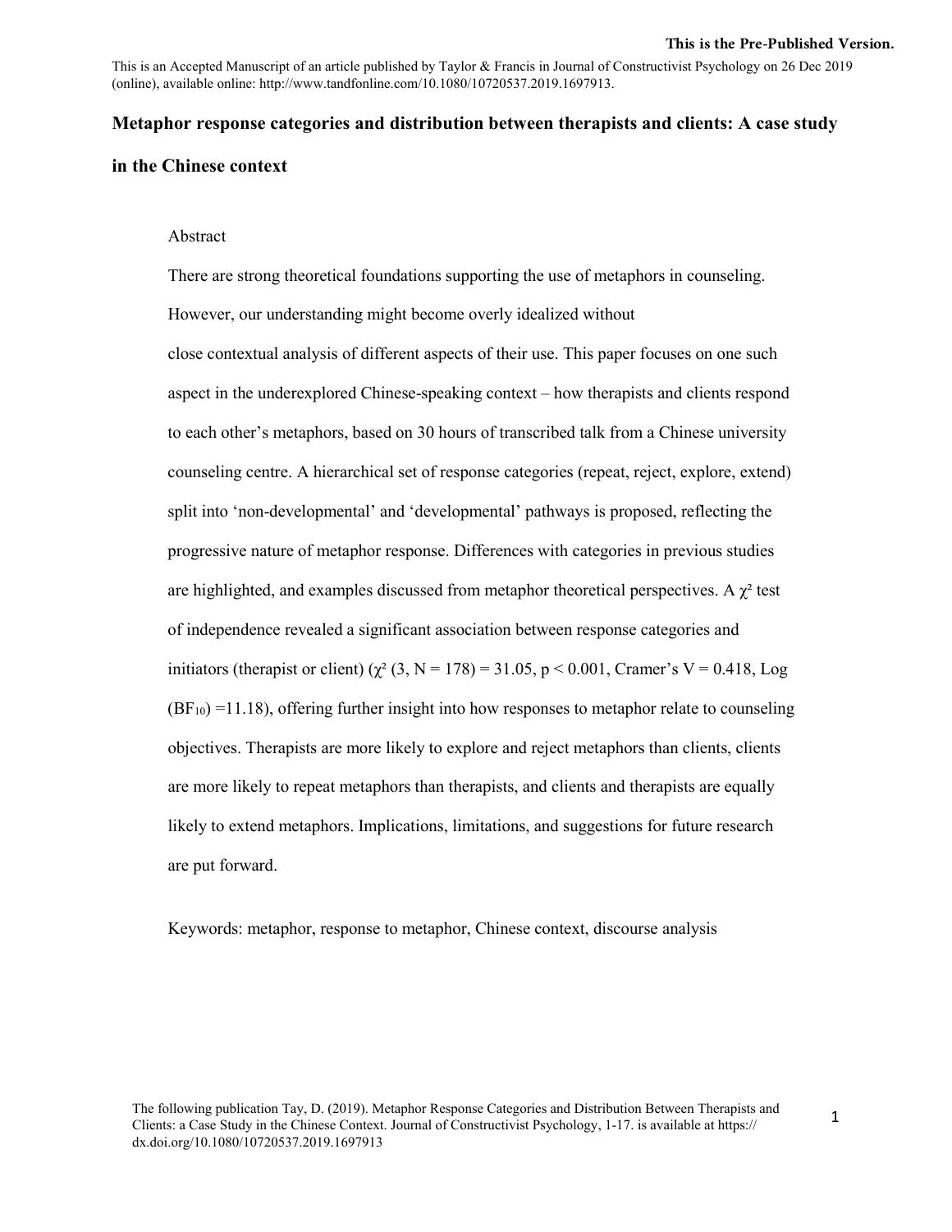**This is the Pre-Published Version.**

This is an Accepted Manuscript of an article published by Taylor & Francis in Journal of Constructivist Psychology on 26 Dec 2019 (online), available online: http://www.tandfonline.com/10.1080/10720537.2019.1697913.

# Metaphor response categories and distribution between therapists and clients: A case study in the Chinese context

## Abstract

There are strong theoretical foundations supporting the use of metaphors in counseling. However, our understanding might become overly idealized without close contextual analysis of different aspects of their use. This paper focuses on one such aspect in the underexplored Chinese-speaking context – how therapists and clients respond to each other's metaphors, based on 30 hours of transcribed talk from a Chinese university counseling centre. A hierarchical set of response categories (repeat, reject, explore, extend) split into 'non-developmental' and 'developmental' pathways is proposed, reflecting the progressive nature of metaphor response. Differences with categories in previous studies are highlighted, and examples discussed from metaphor theoretical perspectives. A $\chi^2$ test of independence revealed a significant association between response categories and initiators (therapist or client) ($\chi^2$ (3, N = 178) = 31.05, $p < 0.001$, Cramer's V = 0.418, Log ($BF_{10}$) =11.18), offering further insight into how responses to metaphor relate to counseling objectives. Therapists are more likely to explore and reject metaphors than clients, clients are more likely to repeat metaphors than therapists, and clients and therapists are equally likely to extend metaphors. Implications, limitations, and suggestions for future research are put forward.

Keywords: metaphor, response to metaphor, Chinese context, discourse analysis

The following publication Tay, D. (2019). Metaphor Response Categories and Distribution Between Therapists and Clients: a Case Study in the Chinese Context. Journal of Constructivist Psychology, 1-17. is available at https://dx.doi.org/10.1080/10720537.2019.1697913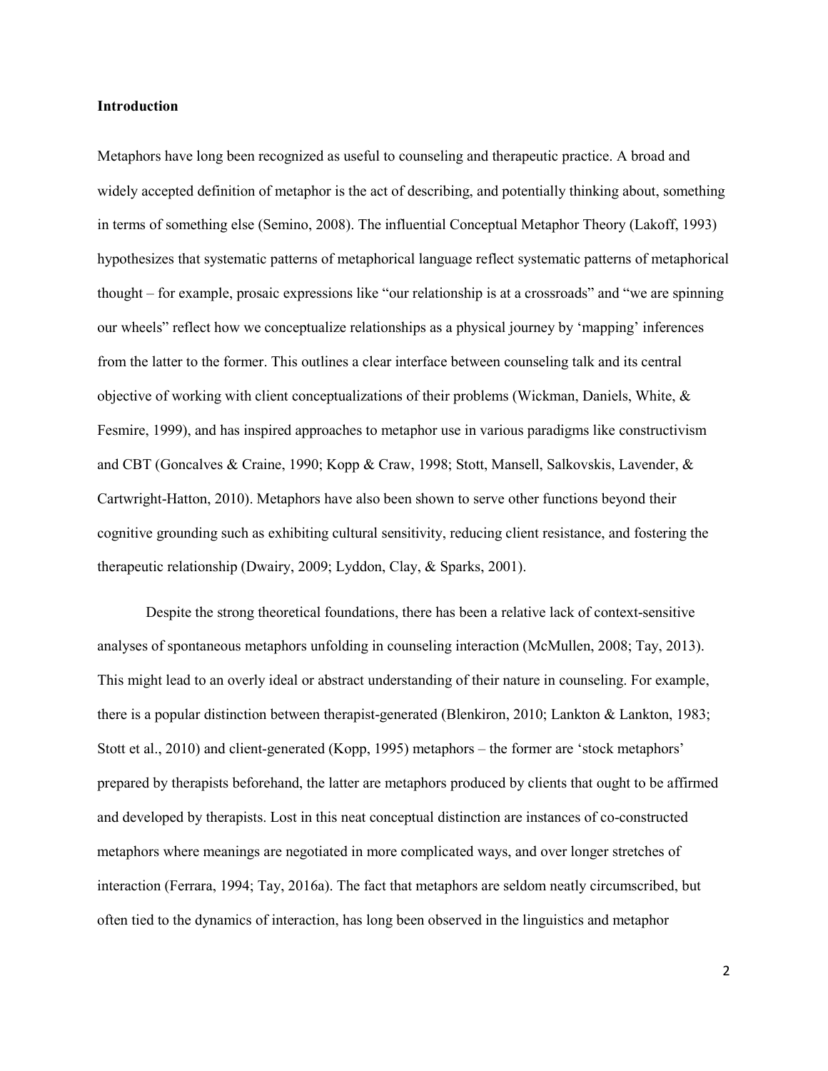## Introduction

Metaphors have long been recognized as useful to counseling and therapeutic practice. A broad and widely accepted definition of metaphor is the act of describing, and potentially thinking about, something in terms of something else (Semino, 2008). The influential Conceptual Metaphor Theory (Lakoff, 1993) hypothesizes that systematic patterns of metaphorical language reflect systematic patterns of metaphorical thought – for example, prosaic expressions like "our relationship is at a crossroads" and "we are spinning our wheels" reflect how we conceptualize relationships as a physical journey by 'mapping' inferences from the latter to the former. This outlines a clear interface between counseling talk and its central objective of working with client conceptualizations of their problems (Wickman, Daniels, White, & Fesmire, 1999), and has inspired approaches to metaphor use in various paradigms like constructivism and CBT (Goncalves & Craine, 1990; Kopp & Craw, 1998; Stott, Mansell, Salkovskis, Lavender, & Cartwright-Hatton, 2010). Metaphors have also been shown to serve other functions beyond their cognitive grounding such as exhibiting cultural sensitivity, reducing client resistance, and fostering the therapeutic relationship (Dwairy, 2009; Lyddon, Clay, & Sparks, 2001).

Despite the strong theoretical foundations, there has been a relative lack of context-sensitive analyses of spontaneous metaphors unfolding in counseling interaction (McMullen, 2008; Tay, 2013). This might lead to an overly ideal or abstract understanding of their nature in counseling. For example, there is a popular distinction between therapist-generated (Blenkiron, 2010; Lankton & Lankton, 1983; Stott et al., 2010) and client-generated (Kopp, 1995) metaphors – the former are 'stock metaphors' prepared by therapists beforehand, the latter are metaphors produced by clients that ought to be affirmed and developed by therapists. Lost in this neat conceptual distinction are instances of co-constructed metaphors where meanings are negotiated in more complicated ways, and over longer stretches of interaction (Ferrara, 1994; Tay, 2016a). The fact that metaphors are seldom neatly circumscribed, but often tied to the dynamics of interaction, has long been observed in the linguistics and metaphor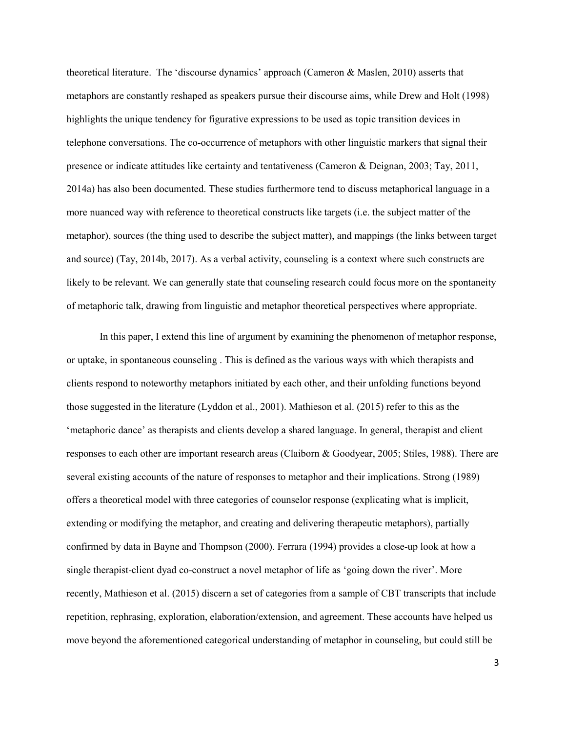theoretical literature. The 'discourse dynamics' approach (Cameron & Maslen, 2010) asserts that metaphors are constantly reshaped as speakers pursue their discourse aims, while Drew and Holt (1998) highlights the unique tendency for figurative expressions to be used as topic transition devices in telephone conversations. The co-occurrence of metaphors with other linguistic markers that signal their presence or indicate attitudes like certainty and tentativeness (Cameron & Deignan, 2003; Tay, 2011, 2014a) has also been documented. These studies furthermore tend to discuss metaphorical language in a more nuanced way with reference to theoretical constructs like targets (i.e. the subject matter of the metaphor), sources (the thing used to describe the subject matter), and mappings (the links between target and source) (Tay, 2014b, 2017). As a verbal activity, counseling is a context where such constructs are likely to be relevant. We can generally state that counseling research could focus more on the spontaneity of metaphoric talk, drawing from linguistic and metaphor theoretical perspectives where appropriate.

In this paper, I extend this line of argument by examining the phenomenon of metaphor response, or uptake, in spontaneous counseling . This is defined as the various ways with which therapists and clients respond to noteworthy metaphors initiated by each other, and their unfolding functions beyond those suggested in the literature (Lyddon et al., 2001). Mathieson et al. (2015) refer to this as the 'metaphoric dance' as therapists and clients develop a shared language. In general, therapist and client responses to each other are important research areas (Claiborn & Goodyear, 2005; Stiles, 1988). There are several existing accounts of the nature of responses to metaphor and their implications. Strong (1989) offers a theoretical model with three categories of counselor response (explicating what is implicit, extending or modifying the metaphor, and creating and delivering therapeutic metaphors), partially confirmed by data in Bayne and Thompson (2000). Ferrara (1994) provides a close-up look at how a single therapist-client dyad co-construct a novel metaphor of life as 'going down the river'. More recently, Mathieson et al. (2015) discern a set of categories from a sample of CBT transcripts that include repetition, rephrasing, exploration, elaboration/extension, and agreement. These accounts have helped us move beyond the aforementioned categorical understanding of metaphor in counseling, but could still be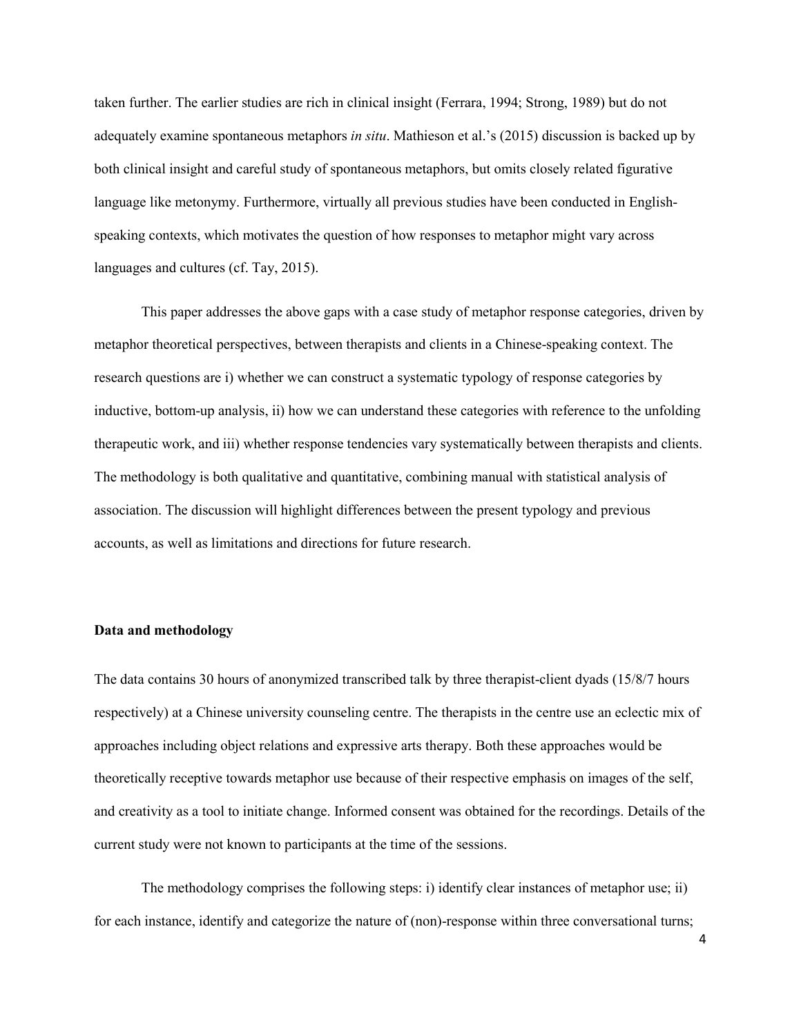taken further. The earlier studies are rich in clinical insight (Ferrara, 1994; Strong, 1989) but do not adequately examine spontaneous metaphors *in situ*. Mathieson et al.'s (2015) discussion is backed up by both clinical insight and careful study of spontaneous metaphors, but omits closely related figurative language like metonymy. Furthermore, virtually all previous studies have been conducted in English-speaking contexts, which motivates the question of how responses to metaphor might vary across languages and cultures (cf. Tay, 2015).

This paper addresses the above gaps with a case study of metaphor response categories, driven by metaphor theoretical perspectives, between therapists and clients in a Chinese-speaking context. The research questions are i) whether we can construct a systematic typology of response categories by inductive, bottom-up analysis, ii) how we can understand these categories with reference to the unfolding therapeutic work, and iii) whether response tendencies vary systematically between therapists and clients. The methodology is both qualitative and quantitative, combining manual with statistical analysis of association. The discussion will highlight differences between the present typology and previous accounts, as well as limitations and directions for future research.

**Data and methodology**

The data contains 30 hours of anonymized transcribed talk by three therapist-client dyads (15/8/7 hours respectively) at a Chinese university counseling centre. The therapists in the centre use an eclectic mix of approaches including object relations and expressive arts therapy. Both these approaches would be theoretically receptive towards metaphor use because of their respective emphasis on images of the self, and creativity as a tool to initiate change. Informed consent was obtained for the recordings. Details of the current study were not known to participants at the time of the sessions.

The methodology comprises the following steps: i) identify clear instances of metaphor use; ii) for each instance, identify and categorize the nature of (non)-response within three conversational turns;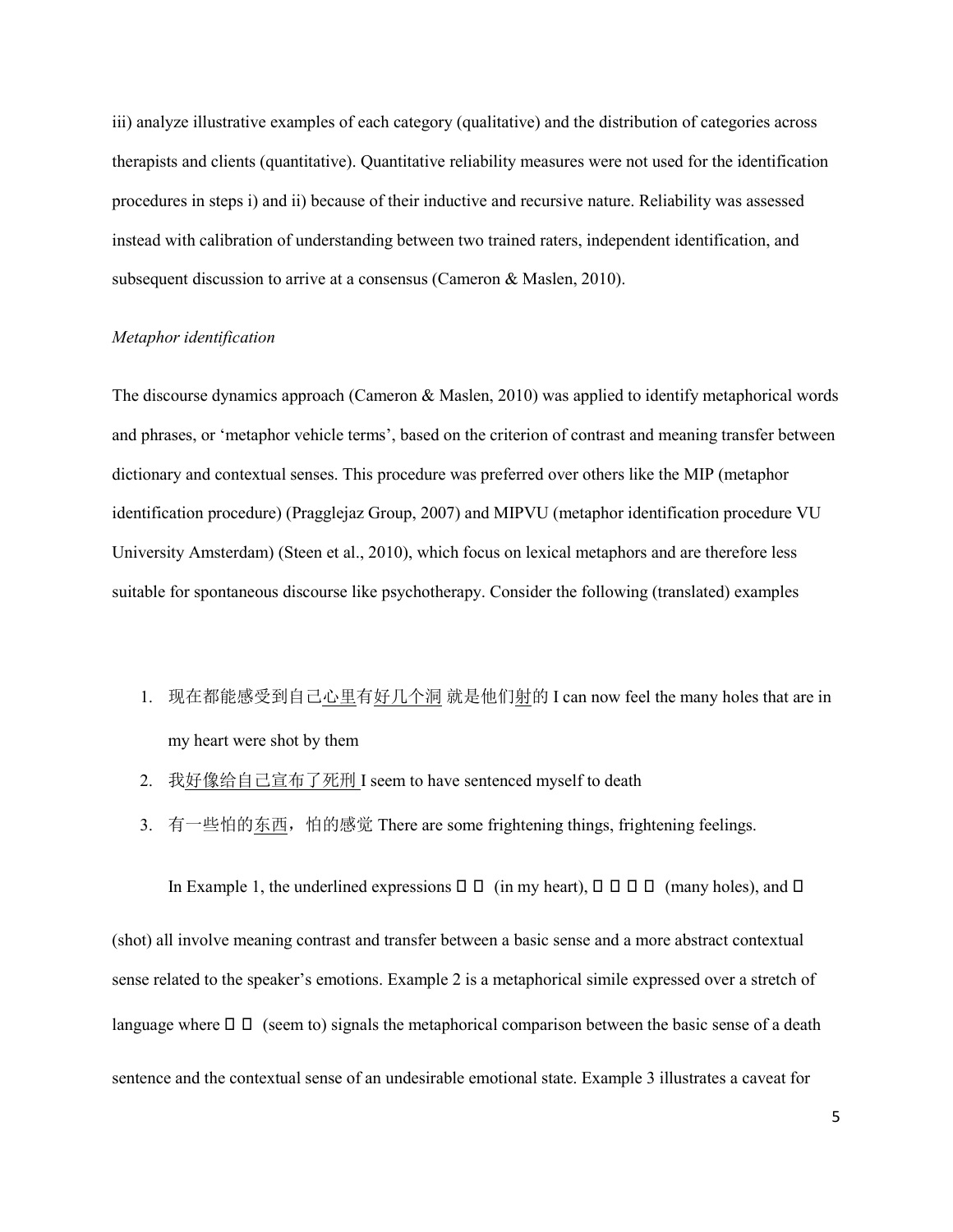iii) analyze illustrative examples of each category (qualitative) and the distribution of categories across therapists and clients (quantitative). Quantitative reliability measures were not used for the identification procedures in steps i) and ii) because of their inductive and recursive nature. Reliability was assessed instead with calibration of understanding between two trained raters, independent identification, and subsequent discussion to arrive at a consensus (Cameron & Maslen, 2010).

*Metaphor identification*

The discourse dynamics approach (Cameron & Maslen, 2010) was applied to identify metaphorical words and phrases, or 'metaphor vehicle terms', based on the criterion of contrast and meaning transfer between dictionary and contextual senses. This procedure was preferred over others like the MIP (metaphor identification procedure) (Pragglejaz Group, 2007) and MIPVU (metaphor identification procedure VU University Amsterdam) (Steen et al., 2010), which focus on lexical metaphors and are therefore less suitable for spontaneous discourse like psychotherapy. Consider the following (translated) examples

1. 现在都能感受到自己<u>心里</u>有<u>好几个洞</u> 就是他们<u>射</u>的 I can now feel the many holes that are in my heart were shot by them
2. 我<u>好像给自己宣布了死刑</u> I seem to have sentenced myself to death
3. 有一些怕的<u>东西</u>，怕的感觉 There are some frightening things, frightening feelings.

In Example 1, the underlined expressions □ □ (in my heart), □ □ □ □ (many holes), and □ (shot) all involve meaning contrast and transfer between a basic sense and a more abstract contextual sense related to the speaker's emotions. Example 2 is a metaphorical simile expressed over a stretch of language where □ □ (seem to) signals the metaphorical comparison between the basic sense of a death sentence and the contextual sense of an undesirable emotional state. Example 3 illustrates a caveat for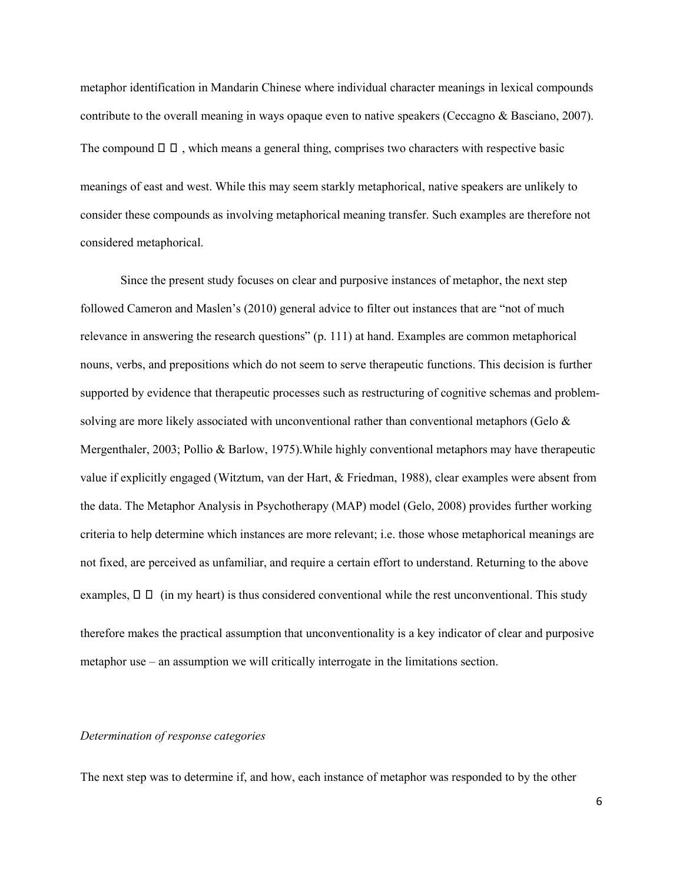metaphor identification in Mandarin Chinese where individual character meanings in lexical compounds contribute to the overall meaning in ways opaque even to native speakers (Ceccagno & Basciano, 2007). The compound □ □ , which means a general thing, comprises two characters with respective basic meanings of east and west. While this may seem starkly metaphorical, native speakers are unlikely to consider these compounds as involving metaphorical meaning transfer. Such examples are therefore not considered metaphorical.

Since the present study focuses on clear and purposive instances of metaphor, the next step followed Cameron and Maslen's (2010) general advice to filter out instances that are "not of much relevance in answering the research questions" (p. 111) at hand. Examples are common metaphorical nouns, verbs, and prepositions which do not seem to serve therapeutic functions. This decision is further supported by evidence that therapeutic processes such as restructuring of cognitive schemas and problem-solving are more likely associated with unconventional rather than conventional metaphors (Gelo & Mergenthaler, 2003; Pollio & Barlow, 1975).While highly conventional metaphors may have therapeutic value if explicitly engaged (Witztum, van der Hart, & Friedman, 1988), clear examples were absent from the data. The Metaphor Analysis in Psychotherapy (MAP) model (Gelo, 2008) provides further working criteria to help determine which instances are more relevant; i.e. those whose metaphorical meanings are not fixed, are perceived as unfamiliar, and require a certain effort to understand. Returning to the above examples, □ □ (in my heart) is thus considered conventional while the rest unconventional. This study therefore makes the practical assumption that unconventionality is a key indicator of clear and purposive metaphor use – an assumption we will critically interrogate in the limitations section.

*Determination of response categories*

The next step was to determine if, and how, each instance of metaphor was responded to by the other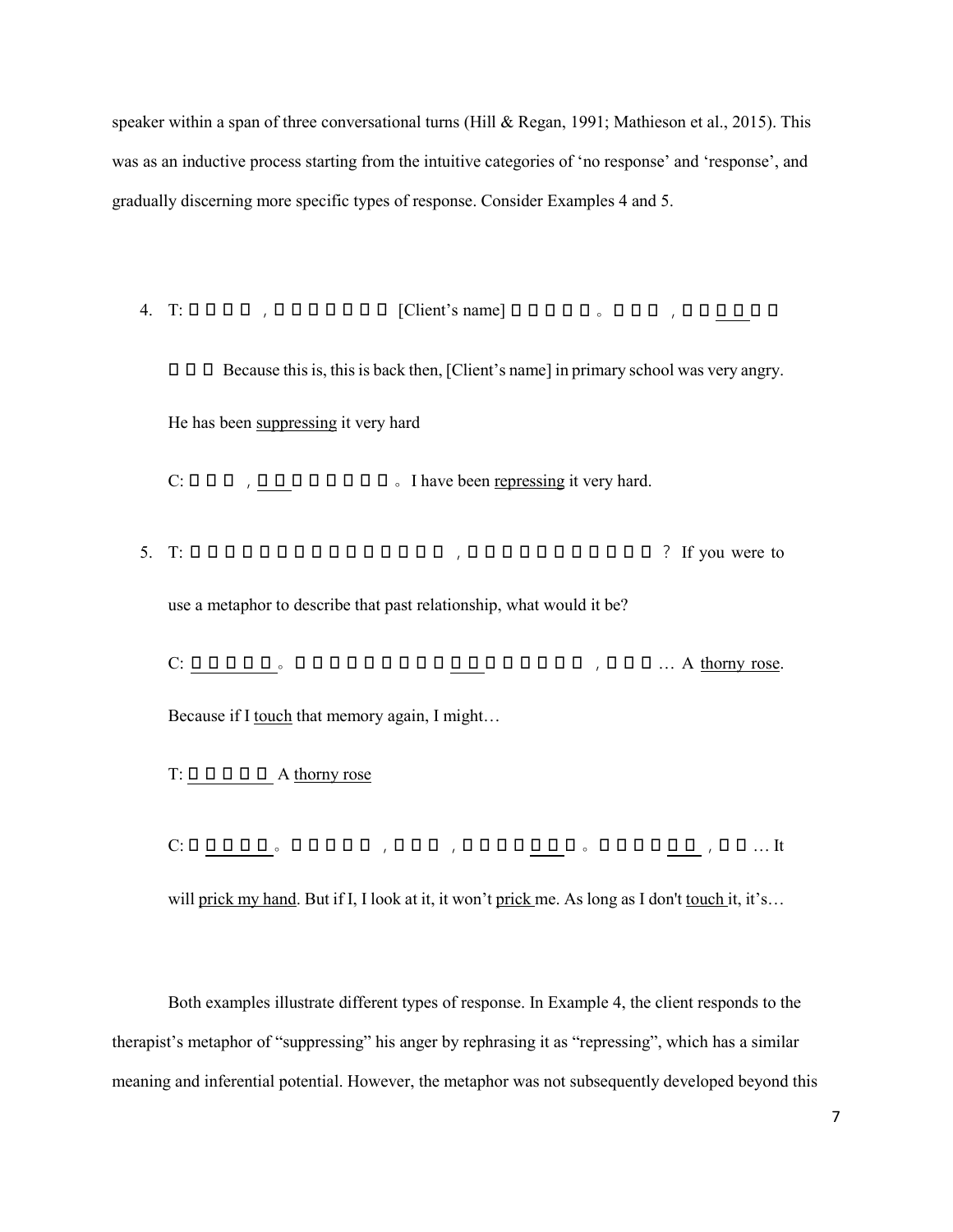speaker within a span of three conversational turns (Hill & Regan, 1991; Mathieson et al., 2015). This was as an inductive process starting from the intuitive categories of ‘no response’ and ‘response’, and gradually discerning more specific types of response. Consider Examples 4 and 5.

4. T: □□□□，□□□□□□□ [Client’s name] □□□□□。□□□，□□<u>□□</u>□□□□ Because this is, this is back then, [Client’s name] in primary school was very angry. He has been <u>suppressing</u> it very hard

   C: □□□，<u>□□</u>□□□□□□□。I have been <u>repressing</u> it very hard.

5. T: □□□□□□□□□□□□□□□□□□，□□□□□□□□□□□□？ If you were to use a metaphor to describe that past relationship, what would it be?

   C: <u>□□□□□</u>。□□□□□□□□□□<u>□□</u>□□□□□□，□□□… A <u>thorny rose</u>. Because if I <u>touch</u> that memory again, I might…

   T: <u>□□□□□</u> A <u>thorny rose</u>

   C: □<u>□□□□</u>。□□□□□，□□□，□□□□<u>□□</u>。□□□□<u>□□</u>，□□… It will <u>prick my hand</u>. But if I, I look at it, it won’t <u>prick</u> me. As long as I don't <u>touch</u> it, it’s…

Both examples illustrate different types of response. In Example 4, the client responds to the therapist’s metaphor of “suppressing” his anger by rephrasing it as “repressing”, which has a similar meaning and inferential potential. However, the metaphor was not subsequently developed beyond this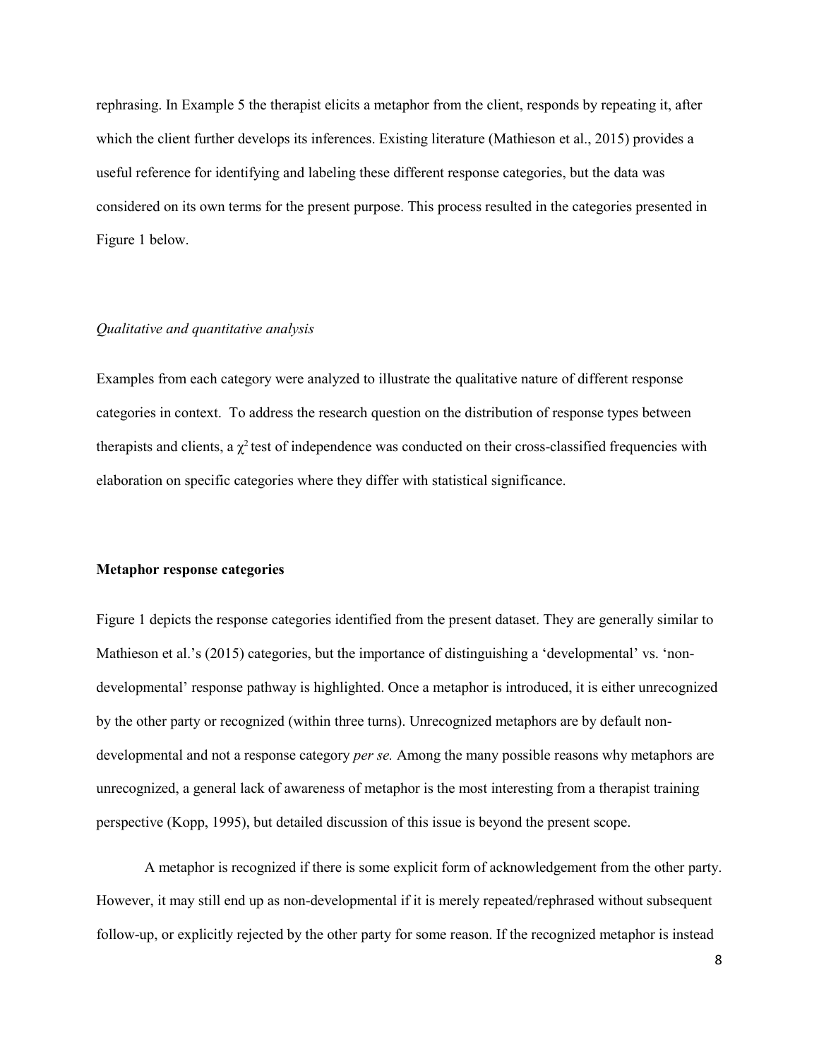rephrasing. In Example 5 the therapist elicits a metaphor from the client, responds by repeating it, after which the client further develops its inferences. Existing literature (Mathieson et al., 2015) provides a useful reference for identifying and labeling these different response categories, but the data was considered on its own terms for the present purpose. This process resulted in the categories presented in Figure 1 below.

*Qualitative and quantitative analysis*

Examples from each category were analyzed to illustrate the qualitative nature of different response categories in context. To address the research question on the distribution of response types between therapists and clients, a $\chi^2$ test of independence was conducted on their cross-classified frequencies with elaboration on specific categories where they differ with statistical significance.

**Metaphor response categories**

Figure 1 depicts the response categories identified from the present dataset. They are generally similar to Mathieson et al.'s (2015) categories, but the importance of distinguishing a 'developmental' vs. 'non-developmental' response pathway is highlighted. Once a metaphor is introduced, it is either unrecognized by the other party or recognized (within three turns). Unrecognized metaphors are by default non-developmental and not a response category *per se.* Among the many possible reasons why metaphors are unrecognized, a general lack of awareness of metaphor is the most interesting from a therapist training perspective (Kopp, 1995), but detailed discussion of this issue is beyond the present scope.

A metaphor is recognized if there is some explicit form of acknowledgement from the other party. However, it may still end up as non-developmental if it is merely repeated/rephrased without subsequent follow-up, or explicitly rejected by the other party for some reason. If the recognized metaphor is instead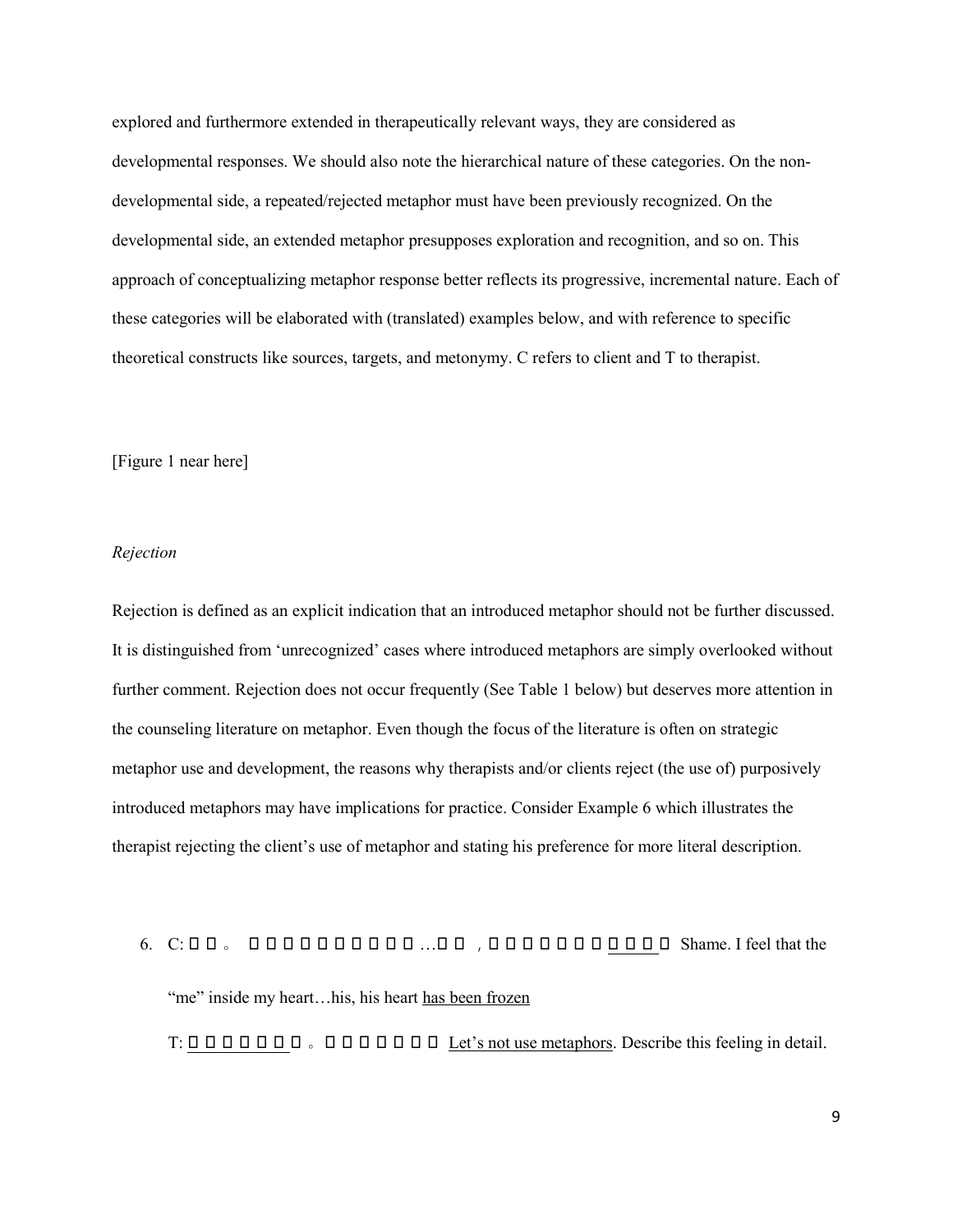explored and furthermore extended in therapeutically relevant ways, they are considered as developmental responses. We should also note the hierarchical nature of these categories. On the non-developmental side, a repeated/rejected metaphor must have been previously recognized. On the developmental side, an extended metaphor presupposes exploration and recognition, and so on. This approach of conceptualizing metaphor response better reflects its progressive, incremental nature. Each of these categories will be elaborated with (translated) examples below, and with reference to specific theoretical constructs like sources, targets, and metonymy. C refers to client and T to therapist.

[Figure 1 near here]

*Rejection*

Rejection is defined as an explicit indication that an introduced metaphor should not be further discussed. It is distinguished from 'unrecognized' cases where introduced metaphors are simply overlooked without further comment. Rejection does not occur frequently (See Table 1 below) but deserves more attention in the counseling literature on metaphor. Even though the focus of the literature is often on strategic metaphor use and development, the reasons why therapists and/or clients reject (the use of) purposively introduced metaphors may have implications for practice. Consider Example 6 which illustrates the therapist rejecting the client's use of metaphor and stating his preference for more literal description.

6. C: □□。 □□□□□□□□□□…□□，□□□□□□□□□□□ Shame. I feel that the "me" inside my heart…his, his heart has been frozen

   T: □□□□□□□□。□□□□□□□□ Let's not use metaphors. Describe this feeling in detail.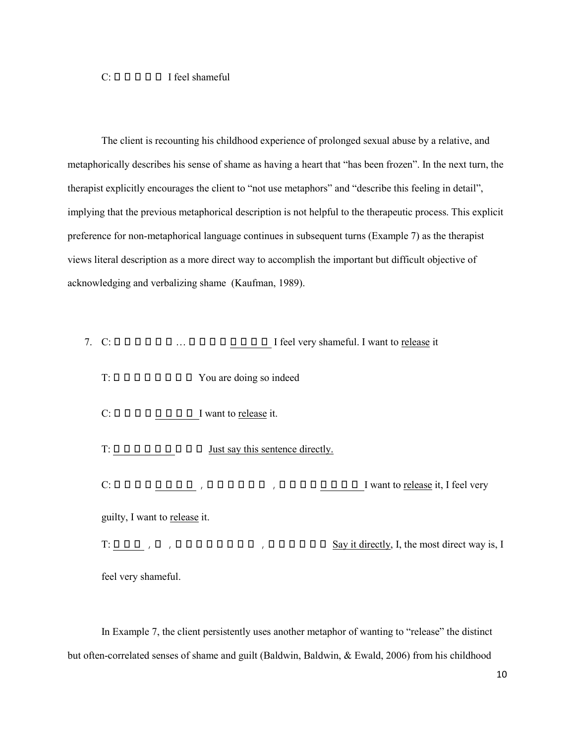C: □□□□□□ I feel shameful

The client is recounting his childhood experience of prolonged sexual abuse by a relative, and metaphorically describes his sense of shame as having a heart that "has been frozen". In the next turn, the therapist explicitly encourages the client to "not use metaphors" and "describe this feeling in detail", implying that the previous metaphorical description is not helpful to the therapeutic process. This explicit preference for non-metaphorical language continues in subsequent turns (Example 7) as the therapist views literal description as a more direct way to accomplish the important but difficult objective of acknowledging and verbalizing shame (Kaufman, 1989).

7. C: □□□□□□ … □□□□<u>□□□□</u> I feel very shameful. I want to <u>release</u> it

   T: □□□□□□□□□ You are doing so indeed

   C: □□□□<u>□□□□</u> I want to <u>release</u> it.

   T: <u>□□□□□□□</u>□□□ <u>Just say this sentence directly.</u>

   C: □□□□<u>□□□□</u>，□□□□□□□，□□□□<u>□□□□</u> I want to <u>release</u> it, I feel very guilty, I want to <u>release</u> it.

   T: <u>□□□</u>，□，□□□□□□□□□，□□□□□□□ <u>Say it directly</u>, I, the most direct way is, I feel very shameful.

In Example 7, the client persistently uses another metaphor of wanting to "release" the distinct but often-correlated senses of shame and guilt (Baldwin, Baldwin, & Ewald, 2006) from his childhood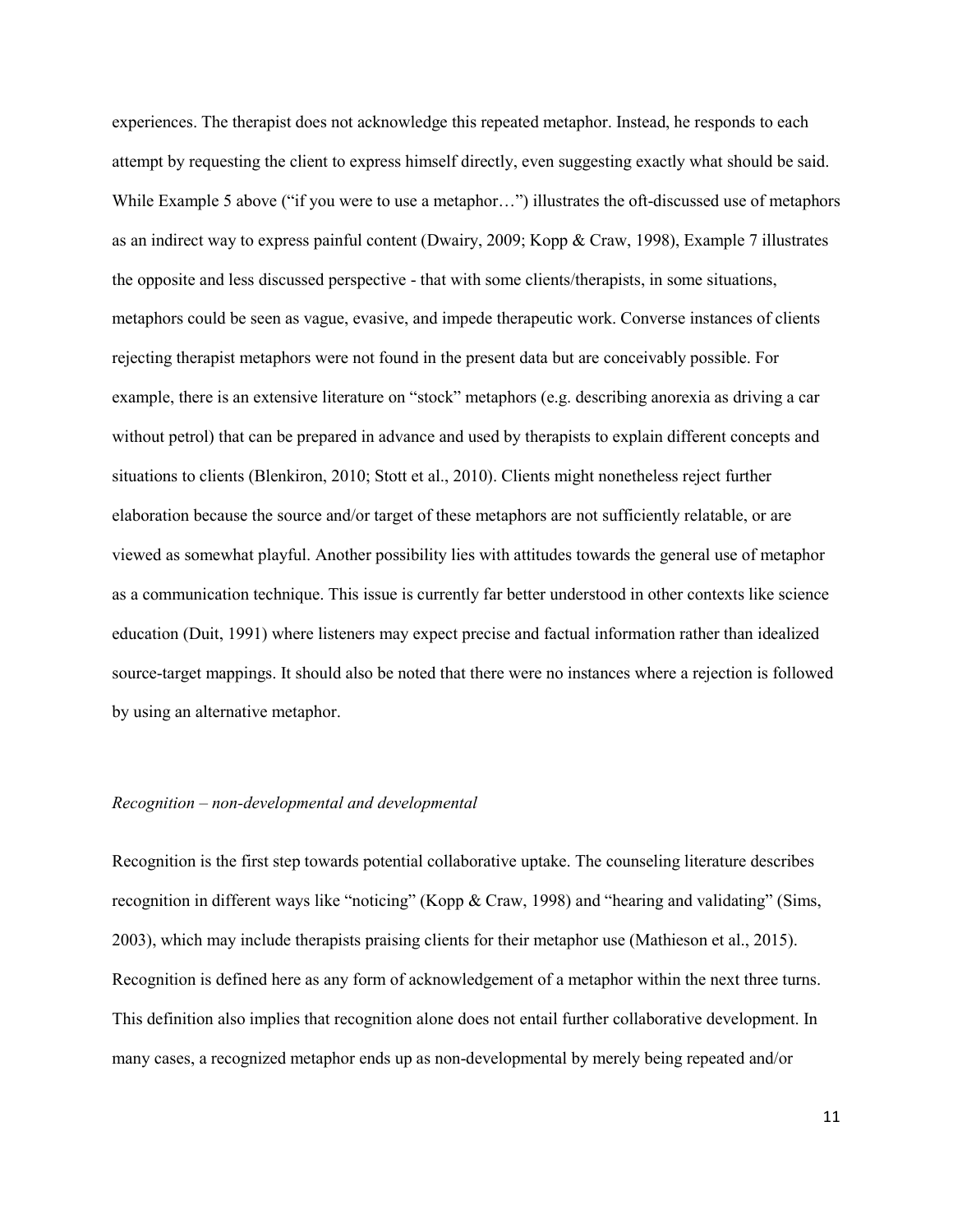experiences. The therapist does not acknowledge this repeated metaphor. Instead, he responds to each attempt by requesting the client to express himself directly, even suggesting exactly what should be said. While Example 5 above ("if you were to use a metaphor…") illustrates the oft-discussed use of metaphors as an indirect way to express painful content (Dwairy, 2009; Kopp & Craw, 1998), Example 7 illustrates the opposite and less discussed perspective - that with some clients/therapists, in some situations, metaphors could be seen as vague, evasive, and impede therapeutic work. Converse instances of clients rejecting therapist metaphors were not found in the present data but are conceivably possible. For example, there is an extensive literature on "stock" metaphors (e.g. describing anorexia as driving a car without petrol) that can be prepared in advance and used by therapists to explain different concepts and situations to clients (Blenkiron, 2010; Stott et al., 2010). Clients might nonetheless reject further elaboration because the source and/or target of these metaphors are not sufficiently relatable, or are viewed as somewhat playful. Another possibility lies with attitudes towards the general use of metaphor as a communication technique. This issue is currently far better understood in other contexts like science education (Duit, 1991) where listeners may expect precise and factual information rather than idealized source-target mappings. It should also be noted that there were no instances where a rejection is followed by using an alternative metaphor.

*Recognition – non-developmental and developmental*

Recognition is the first step towards potential collaborative uptake. The counseling literature describes recognition in different ways like "noticing" (Kopp & Craw, 1998) and "hearing and validating" (Sims, 2003), which may include therapists praising clients for their metaphor use (Mathieson et al., 2015). Recognition is defined here as any form of acknowledgement of a metaphor within the next three turns. This definition also implies that recognition alone does not entail further collaborative development. In many cases, a recognized metaphor ends up as non-developmental by merely being repeated and/or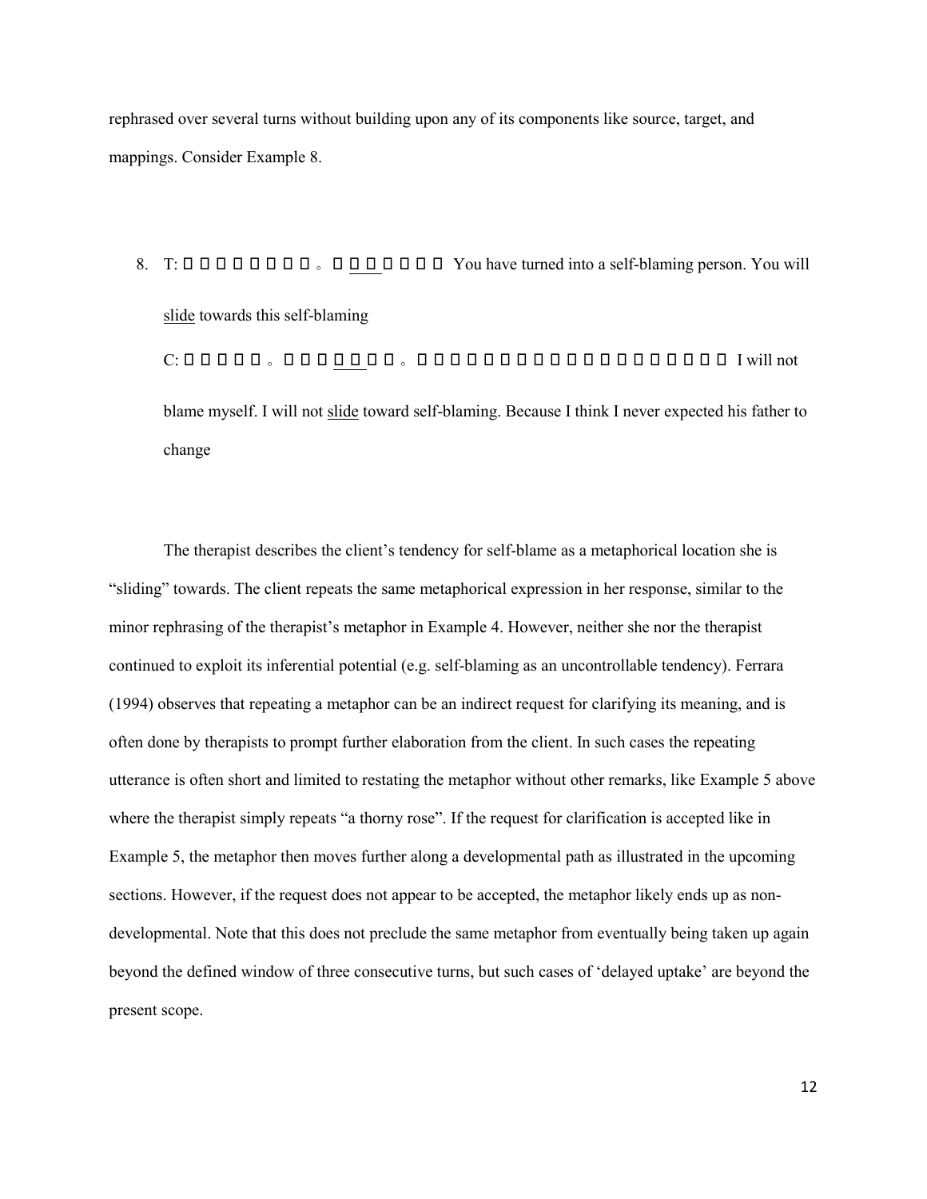rephrased over several turns without building upon any of its components like source, target, and mappings. Consider Example 8.

8. T: □□□□□□□□□。□□□□□□□ You have turned into a self-blaming person. You will <u>slide</u> towards this self-blaming

   C: □□□□□□。□□□□□□□。□□□□□□□□□□□□□□□□□□□□□□ I will not blame myself. I will not <u>slide</u> toward self-blaming. Because I think I never expected his father to change

The therapist describes the client's tendency for self-blame as a metaphorical location she is "sliding" towards. The client repeats the same metaphorical expression in her response, similar to the minor rephrasing of the therapist's metaphor in Example 4. However, neither she nor the therapist continued to exploit its inferential potential (e.g. self-blaming as an uncontrollable tendency). Ferrara (1994) observes that repeating a metaphor can be an indirect request for clarifying its meaning, and is often done by therapists to prompt further elaboration from the client. In such cases the repeating utterance is often short and limited to restating the metaphor without other remarks, like Example 5 above where the therapist simply repeats "a thorny rose". If the request for clarification is accepted like in Example 5, the metaphor then moves further along a developmental path as illustrated in the upcoming sections. However, if the request does not appear to be accepted, the metaphor likely ends up as non-developmental. Note that this does not preclude the same metaphor from eventually being taken up again beyond the defined window of three consecutive turns, but such cases of 'delayed uptake' are beyond the present scope.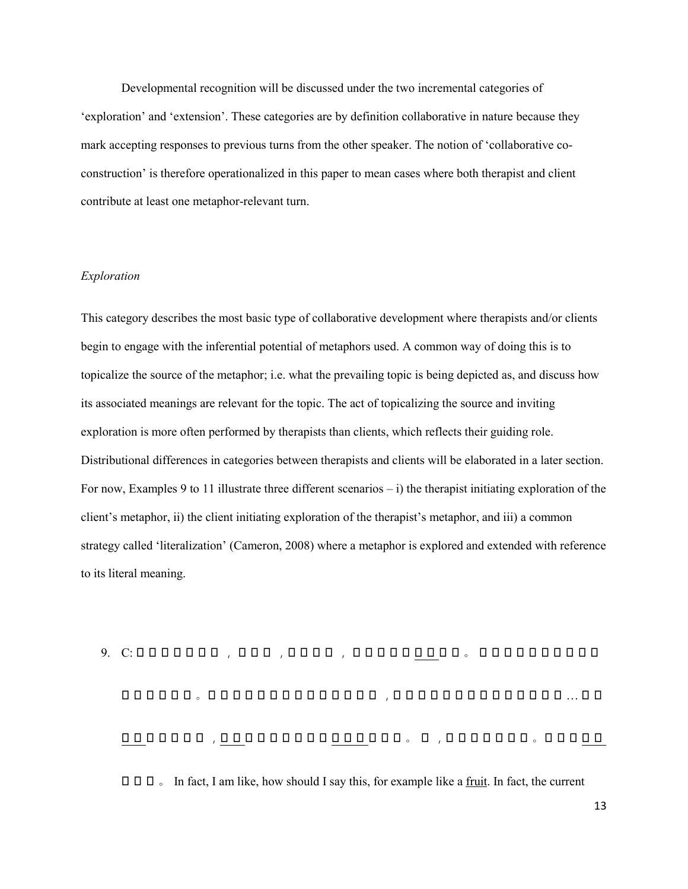Developmental recognition will be discussed under the two incremental categories of 'exploration' and 'extension'. These categories are by definition collaborative in nature because they mark accepting responses to previous turns from the other speaker. The notion of 'collaborative co-construction' is therefore operationalized in this paper to mean cases where both therapist and client contribute at least one metaphor-relevant turn.

*Exploration*

This category describes the most basic type of collaborative development where therapists and/or clients begin to engage with the inferential potential of metaphors used. A common way of doing this is to topicalize the source of the metaphor; i.e. what the prevailing topic is being depicted as, and discuss how its associated meanings are relevant for the topic. The act of topicalizing the source and inviting exploration is more often performed by therapists than clients, which reflects their guiding role. Distributional differences in categories between therapists and clients will be elaborated in a later section. For now, Examples 9 to 11 illustrate three different scenarios – i) the therapist initiating exploration of the client's metaphor, ii) the client initiating exploration of the therapist's metaphor, and iii) a common strategy called 'literalization' (Cameron, 2008) where a metaphor is explored and extended with reference to its literal meaning.

9. C: □□□□□□□□，□□□，□□□□，□□□□□□□□。□□□□□□□□□□□□□□□□。□□□□□□□□□□□□□□□□，□□□□□□□□□□□□□□□□…□□□□□□□□□，□□□□□□□□□□□□□□□□□。□，□□□□□□□。□□□□□□□□。 In fact, I am like, how should I say this, for example like a fruit. In fact, the current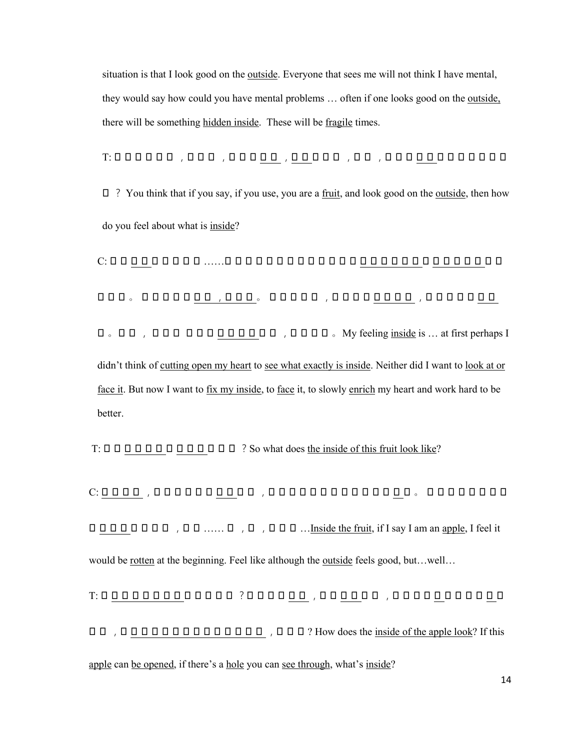situation is that I look good on the outside. Everyone that sees me will not think I have mental, they would say how could you have mental problems … often if one looks good on the outside, there will be something hidden inside. These will be fragile times.

T: □□□□□□，□□□，□□□□□，□□□□□，□□，□□□□□□□□□□□□□？ You think that if you say, if you use, you are a fruit, and look good on the outside, then how do you feel about what is inside?

C: □□□□□□□□……□□□□□□□□□□□□□□□□□□□□□□□□□□□□□。□□□□□□，□□□。□□□□□，□□□□□□□，□□□□□□□。□□，□□□ □□□□□□□□□，□□□□。My feeling inside is … at first perhaps I didn't think of cutting open my heart to see what exactly is inside. Neither did I want to look at or face it. But now I want to fix my inside, to face it, to slowly enrich my heart and work hard to be better.

T: □□□□□□□□□□□□□□？ So what does the inside of this fruit look like?

C: □□□□，□□□□□□□□□□，□□□□□□□□□□□□□□□。□□□□□□□□□□□□□□□，□□……□，□，□□□…Inside the fruit, if I say I am an apple, I feel it would be rotten at the beginning. Feel like although the outside feels good, but…well…

T: □□□□□□□□□□□□□□？□□□□□□，□□□□□□，□□□□□□□□□□□□□，□□□□□□□□□□□□□□□□，□□□？ How does the inside of the apple look? If this apple can be opened, if there's a hole you can see through, what's inside?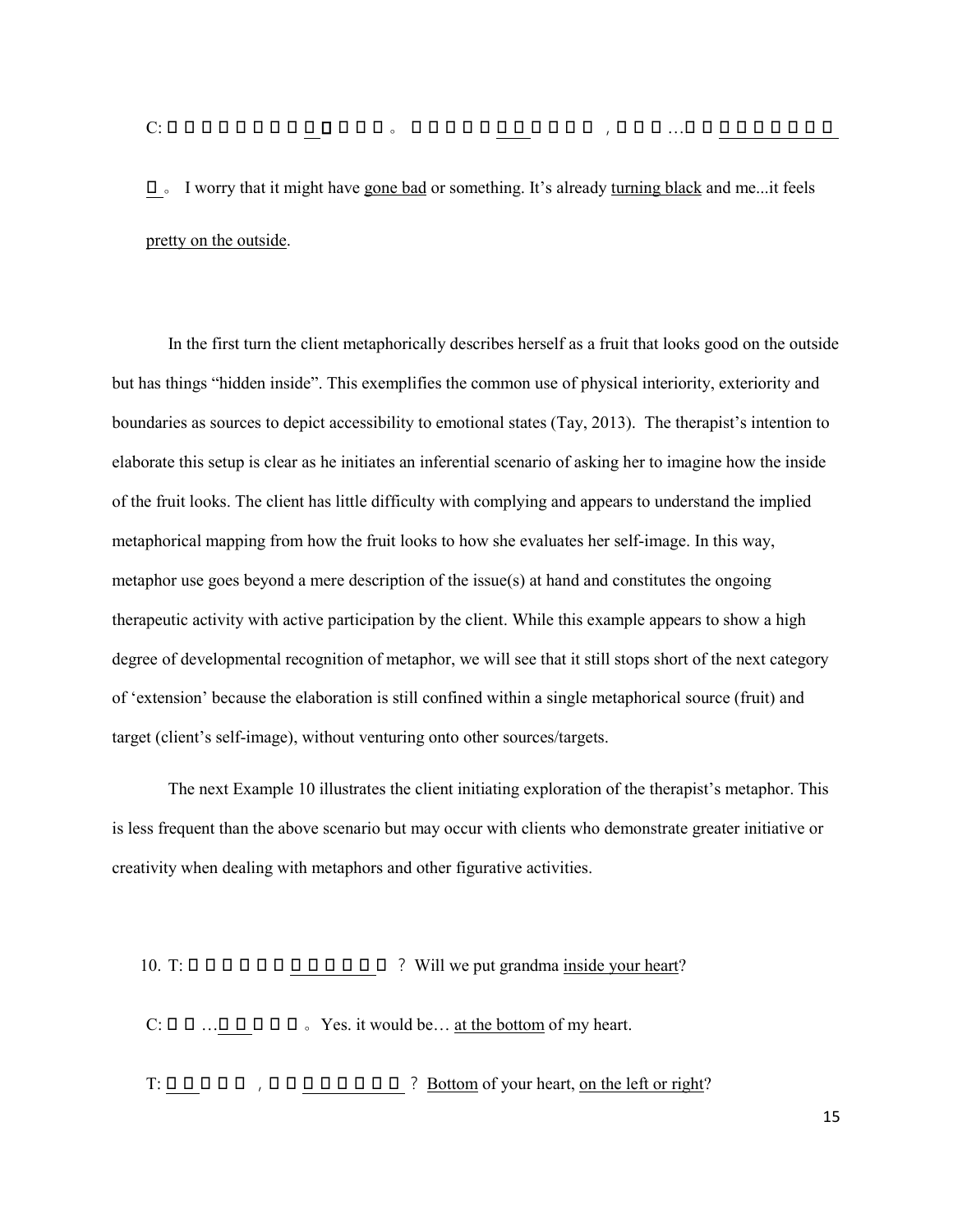C: □□□□□□□□<u>□□</u>□□□。□□□□□<u>□□□</u>□□□□，□□□…□□<u>□□□□□□□□□□</u>。I worry that it might have <u>gone bad</u> or something. It's already <u>turning black</u> and me...it feels <u>pretty on the outside</u>.

In the first turn the client metaphorically describes herself as a fruit that looks good on the outside but has things "hidden inside". This exemplifies the common use of physical interiority, exteriority and boundaries as sources to depict accessibility to emotional states (Tay, 2013). The therapist's intention to elaborate this setup is clear as he initiates an inferential scenario of asking her to imagine how the inside of the fruit looks. The client has little difficulty with complying and appears to understand the implied metaphorical mapping from how the fruit looks to how she evaluates her self-image. In this way, metaphor use goes beyond a mere description of the issue(s) at hand and constitutes the ongoing therapeutic activity with active participation by the client. While this example appears to show a high degree of developmental recognition of metaphor, we will see that it still stops short of the next category of 'extension' because the elaboration is still confined within a single metaphorical source (fruit) and target (client's self-image), without venturing onto other sources/targets.

The next Example 10 illustrates the client initiating exploration of the therapist's metaphor. This is less frequent than the above scenario but may occur with clients who demonstrate greater initiative or creativity when dealing with metaphors and other figurative activities.

10. T: □□□□□□<u>□□□□□□</u>？ Will we put grandma <u>inside your heart</u>?

C: □□…<u>□□</u>□□□。Yes. it would be… <u>at the bottom</u> of my heart.

T: <u>□□</u>□□□，□□<u>□□□□□□</u>？ <u>Bottom</u> of your heart, <u>on the left or right</u>?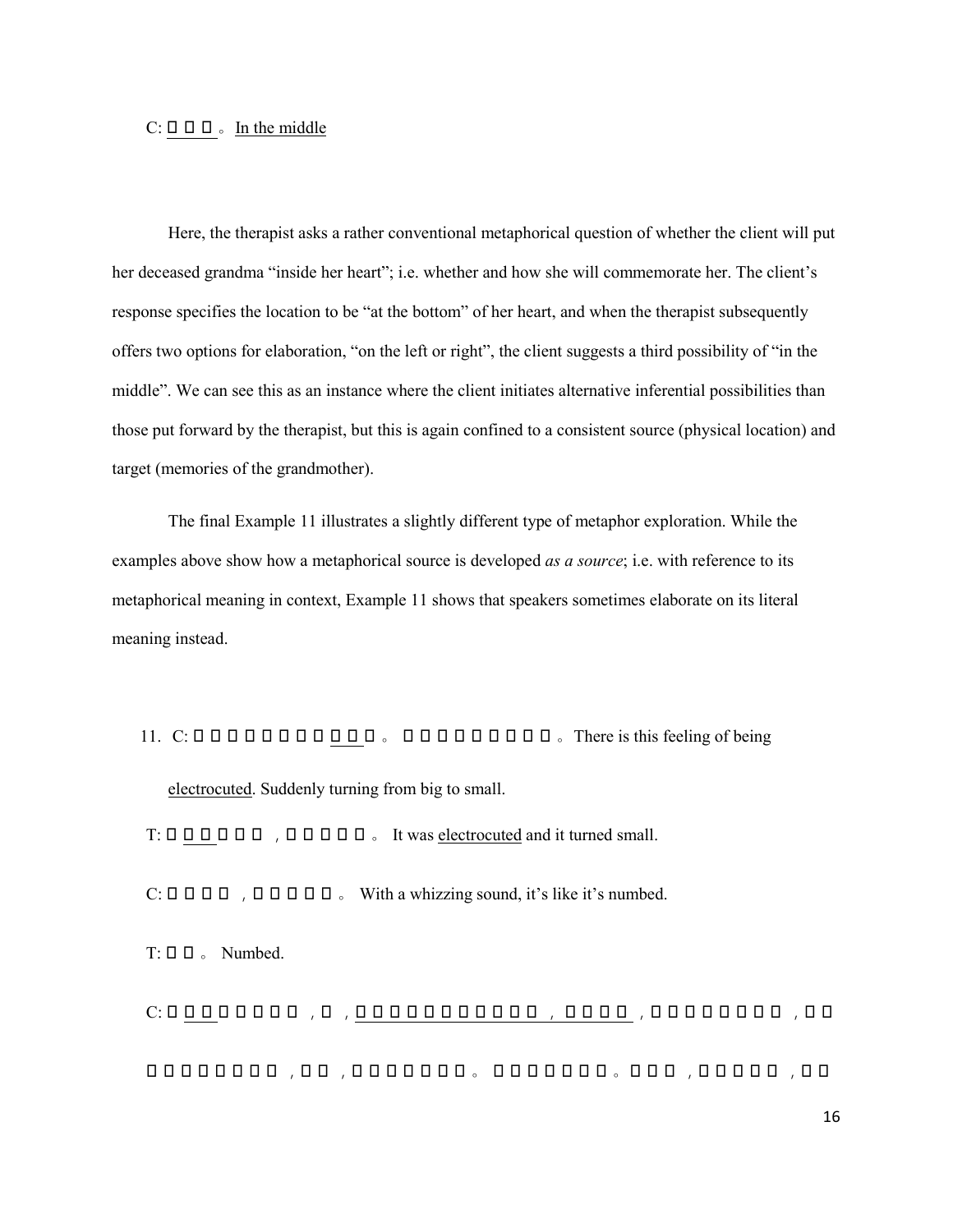C: □□□。In the middle

Here, the therapist asks a rather conventional metaphorical question of whether the client will put her deceased grandma "inside her heart"; i.e. whether and how she will commemorate her. The client's response specifies the location to be "at the bottom" of her heart, and when the therapist subsequently offers two options for elaboration, "on the left or right", the client suggests a third possibility of "in the middle". We can see this as an instance where the client initiates alternative inferential possibilities than those put forward by the therapist, but this is again confined to a consistent source (physical location) and target (memories of the grandmother).

The final Example 11 illustrates a slightly different type of metaphor exploration. While the examples above show how a metaphorical source is developed *as a source*; i.e. with reference to its metaphorical meaning in context, Example 11 shows that speakers sometimes elaborate on its literal meaning instead.

11. C: □□□□□□□□□□□。□□□□□□□□□。There is this feeling of being electrocuted. Suddenly turning from big to small.

T: □□□□□□，□□□□□。It was electrocuted and it turned small.

C: □□□□，□□□□□。With a whizzing sound, it's like it's numbed.

T: □□。Numbed.

C: □□□□□□□，□，□□□□□□□□□□□，□□□□，□□□□□□□□，□□

□□□□□□□，□□，□□□□□□。□□□□□□□。□□□，□□□□□，□□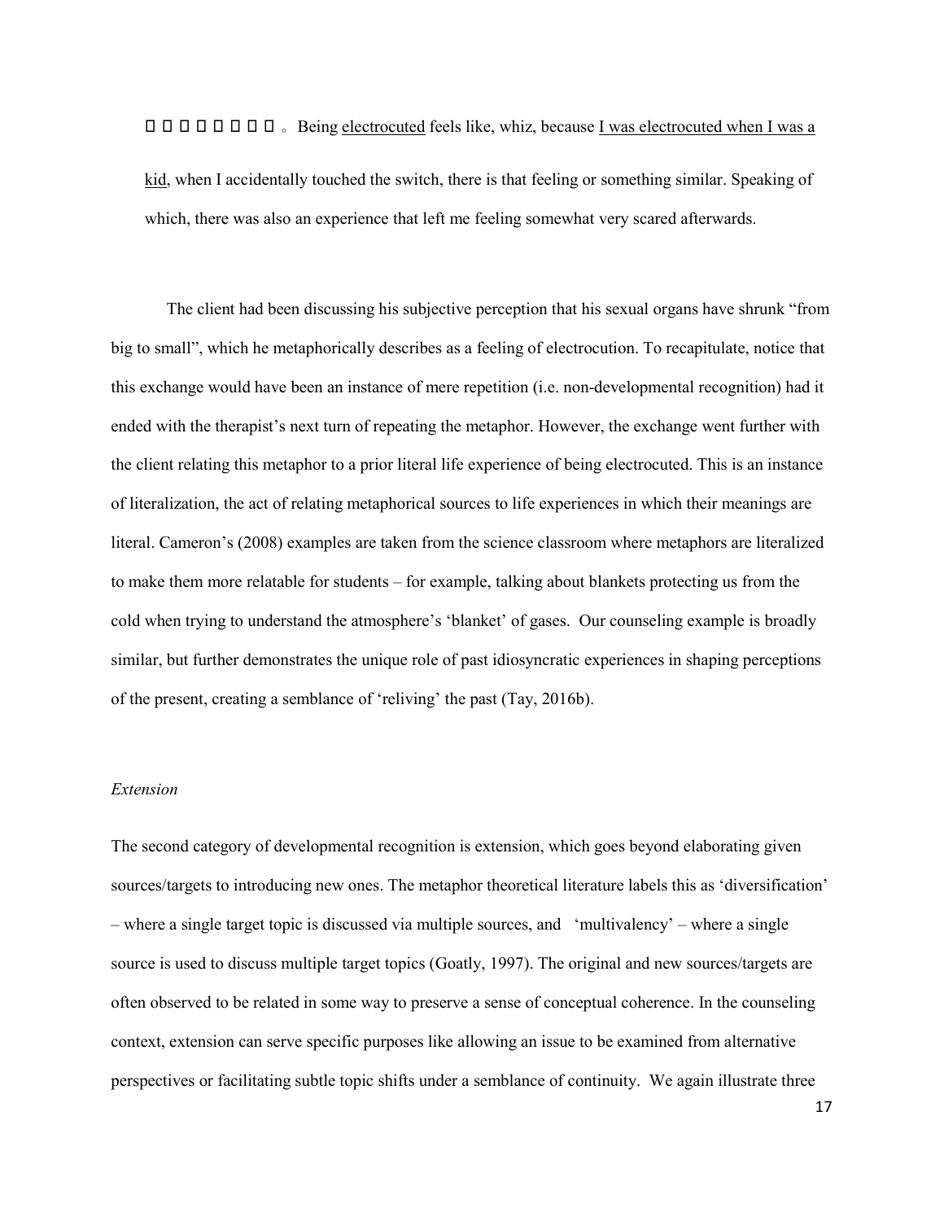□□□□□□□□。Being electrocuted feels like, whiz, because I was electrocuted when I was a kid, when I accidentally touched the switch, there is that feeling or something similar. Speaking of which, there was also an experience that left me feeling somewhat very scared afterwards.

The client had been discussing his subjective perception that his sexual organs have shrunk "from big to small", which he metaphorically describes as a feeling of electrocution. To recapitulate, notice that this exchange would have been an instance of mere repetition (i.e. non-developmental recognition) had it ended with the therapist's next turn of repeating the metaphor. However, the exchange went further with the client relating this metaphor to a prior literal life experience of being electrocuted. This is an instance of literalization, the act of relating metaphorical sources to life experiences in which their meanings are literal. Cameron's (2008) examples are taken from the science classroom where metaphors are literalized to make them more relatable for students – for example, talking about blankets protecting us from the cold when trying to understand the atmosphere's 'blanket' of gases. Our counseling example is broadly similar, but further demonstrates the unique role of past idiosyncratic experiences in shaping perceptions of the present, creating a semblance of 'reliving' the past (Tay, 2016b).

*Extension*

The second category of developmental recognition is extension, which goes beyond elaborating given sources/targets to introducing new ones. The metaphor theoretical literature labels this as 'diversification' – where a single target topic is discussed via multiple sources, and 'multivalency' – where a single source is used to discuss multiple target topics (Goatly, 1997). The original and new sources/targets are often observed to be related in some way to preserve a sense of conceptual coherence. In the counseling context, extension can serve specific purposes like allowing an issue to be examined from alternative perspectives or facilitating subtle topic shifts under a semblance of continuity. We again illustrate three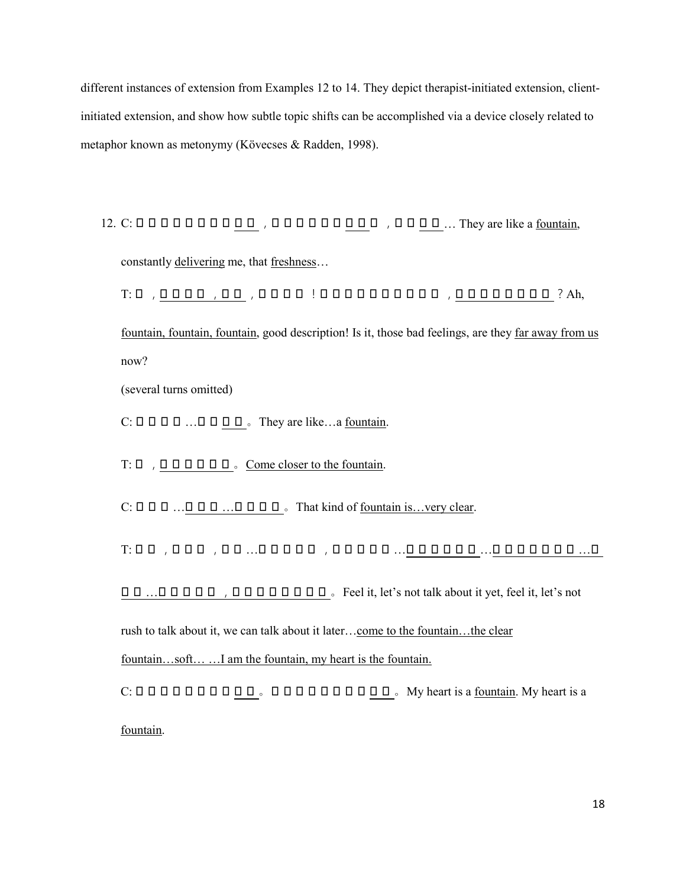different instances of extension from Examples 12 to 14. They depict therapist-initiated extension, client-initiated extension, and show how subtle topic shifts can be accomplished via a device closely related to metaphor known as metonymy (Kövecses & Radden, 1998).

12. C: □□□□□□□□□□□，□□□□□□□□□□，□□□□□… They are like a fountain, constantly delivering me, that freshness…

    T: □，□□□□，□□，□□□□！□□□□□□□□□□□，□□□□□□□□？Ah, fountain, fountain, fountain, good description! Is it, those bad feelings, are they far away from us now?

    (several turns omitted)

    C: □□□□…□□□□。They are like…a fountain.

    T: □，□□□□□□。Come closer to the fountain.

    C: □□□…□□□…□□□□。That kind of fountain is…very clear.

    T: □□，□□□，□□…□□□□□，□□□□□…□□□□□□…□□□□□□□…□□□…□□□□□，□□□□□□□□。Feel it, let's not talk about it yet, feel it, let's not rush to talk about it, we can talk about it later…come to the fountain…the clear fountain…soft… …I am the fountain, my heart is the fountain.

    C: □□□□□□□□□□。□□□□□□□□□□。My heart is a fountain. My heart is a fountain.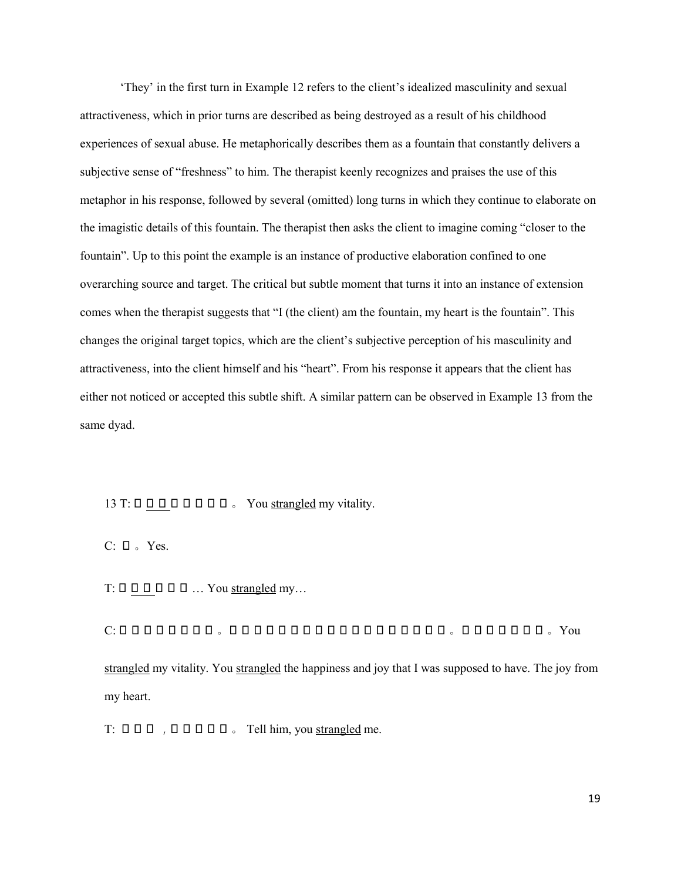'They' in the first turn in Example 12 refers to the client's idealized masculinity and sexual attractiveness, which in prior turns are described as being destroyed as a result of his childhood experiences of sexual abuse. He metaphorically describes them as a fountain that constantly delivers a subjective sense of "freshness" to him. The therapist keenly recognizes and praises the use of this metaphor in his response, followed by several (omitted) long turns in which they continue to elaborate on the imagistic details of this fountain. The therapist then asks the client to imagine coming "closer to the fountain". Up to this point the example is an instance of productive elaboration confined to one overarching source and target. The critical but subtle moment that turns it into an instance of extension comes when the therapist suggests that "I (the client) am the fountain, my heart is the fountain". This changes the original target topics, which are the client's subjective perception of his masculinity and attractiveness, into the client himself and his "heart". From his response it appears that the client has either not noticed or accepted this subtle shift. A similar pattern can be observed in Example 13 from the same dyad.

13 T: □□□□□□□□。 You strangled my vitality.

C: □。Yes.

T: □□□□□□… You strangled my…

C: □□□□□□□□□。□□□□□□□□□□□□□□□□□□□□□□。□□□□□□□□。You strangled my vitality. You strangled the happiness and joy that I was supposed to have. The joy from my heart.

T: □□□，□□□□□。Tell him, you strangled me.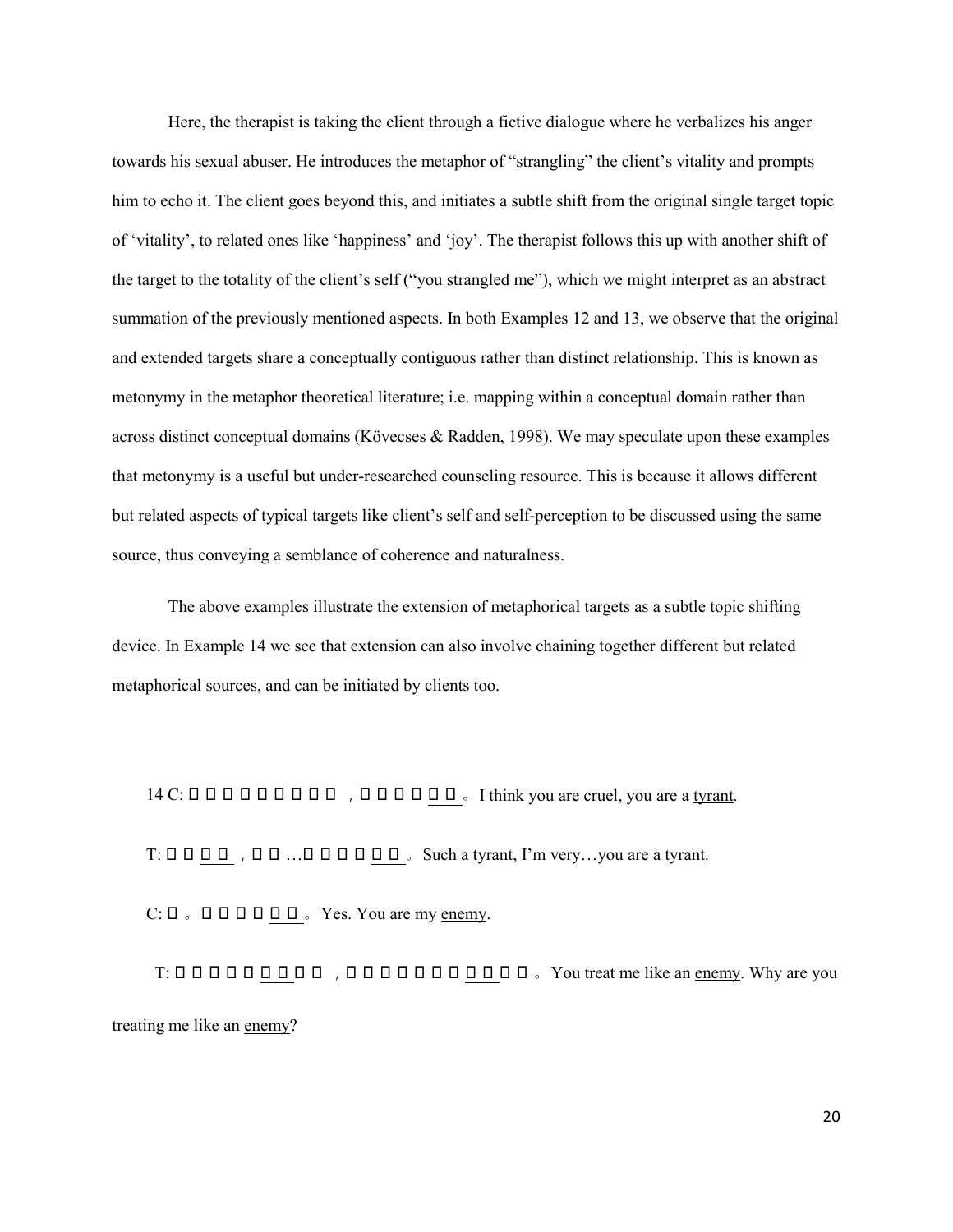Here, the therapist is taking the client through a fictive dialogue where he verbalizes his anger towards his sexual abuser. He introduces the metaphor of "strangling" the client's vitality and prompts him to echo it. The client goes beyond this, and initiates a subtle shift from the original single target topic of 'vitality', to related ones like 'happiness' and 'joy'. The therapist follows this up with another shift of the target to the totality of the client's self ("you strangled me"), which we might interpret as an abstract summation of the previously mentioned aspects. In both Examples 12 and 13, we observe that the original and extended targets share a conceptually contiguous rather than distinct relationship. This is known as metonymy in the metaphor theoretical literature; i.e. mapping within a conceptual domain rather than across distinct conceptual domains (Kövecses & Radden, 1998). We may speculate upon these examples that metonymy is a useful but under-researched counseling resource. This is because it allows different but related aspects of typical targets like client's self and self-perception to be discussed using the same source, thus conveying a semblance of coherence and naturalness.

The above examples illustrate the extension of metaphorical targets as a subtle topic shifting device. In Example 14 we see that extension can also involve chaining together different but related metaphorical sources, and can be initiated by clients too.

14 C: □□□□□□□□□，□□□□□□。I think you are cruel, you are a <u>tyrant</u>.

T: □□□□□，□□…□□□□□□。Such a <u>tyrant</u>, I'm very…you are a <u>tyrant</u>.

C: □。□□□□□□。Yes. You are my <u>enemy</u>.

T: □□□□□□□□□，□□□□□□□□□□□□。You treat me like an <u>enemy</u>. Why are you treating me like an <u>enemy</u>?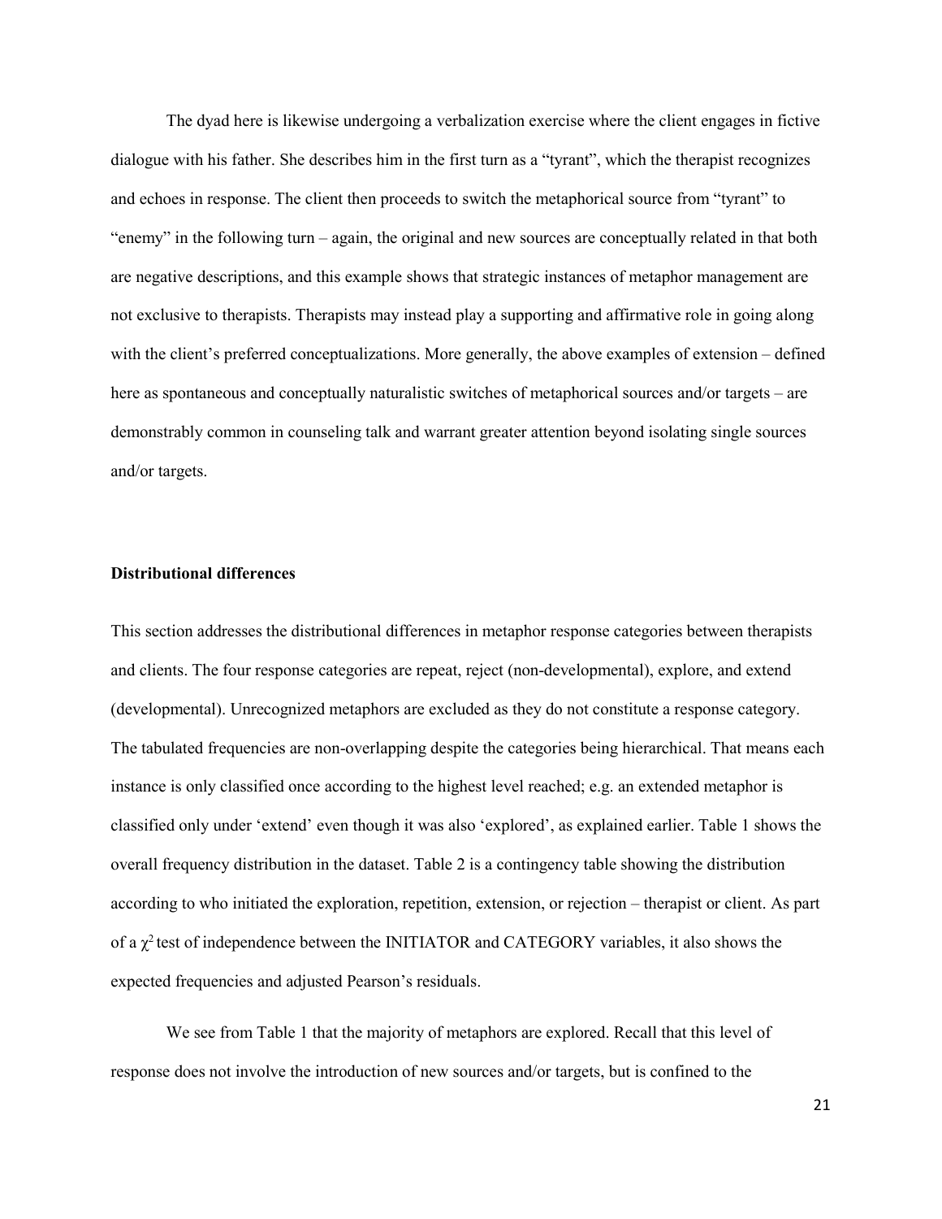The dyad here is likewise undergoing a verbalization exercise where the client engages in fictive dialogue with his father. She describes him in the first turn as a "tyrant", which the therapist recognizes and echoes in response. The client then proceeds to switch the metaphorical source from "tyrant" to "enemy" in the following turn – again, the original and new sources are conceptually related in that both are negative descriptions, and this example shows that strategic instances of metaphor management are not exclusive to therapists. Therapists may instead play a supporting and affirmative role in going along with the client's preferred conceptualizations. More generally, the above examples of extension – defined here as spontaneous and conceptually naturalistic switches of metaphorical sources and/or targets – are demonstrably common in counseling talk and warrant greater attention beyond isolating single sources and/or targets.

**Distributional differences**

This section addresses the distributional differences in metaphor response categories between therapists and clients. The four response categories are repeat, reject (non-developmental), explore, and extend (developmental). Unrecognized metaphors are excluded as they do not constitute a response category. The tabulated frequencies are non-overlapping despite the categories being hierarchical. That means each instance is only classified once according to the highest level reached; e.g. an extended metaphor is classified only under 'extend' even though it was also 'explored', as explained earlier. Table 1 shows the overall frequency distribution in the dataset. Table 2 is a contingency table showing the distribution according to who initiated the exploration, repetition, extension, or rejection – therapist or client. As part of a $\chi^2$ test of independence between the INITIATOR and CATEGORY variables, it also shows the expected frequencies and adjusted Pearson's residuals.

We see from Table 1 that the majority of metaphors are explored. Recall that this level of response does not involve the introduction of new sources and/or targets, but is confined to the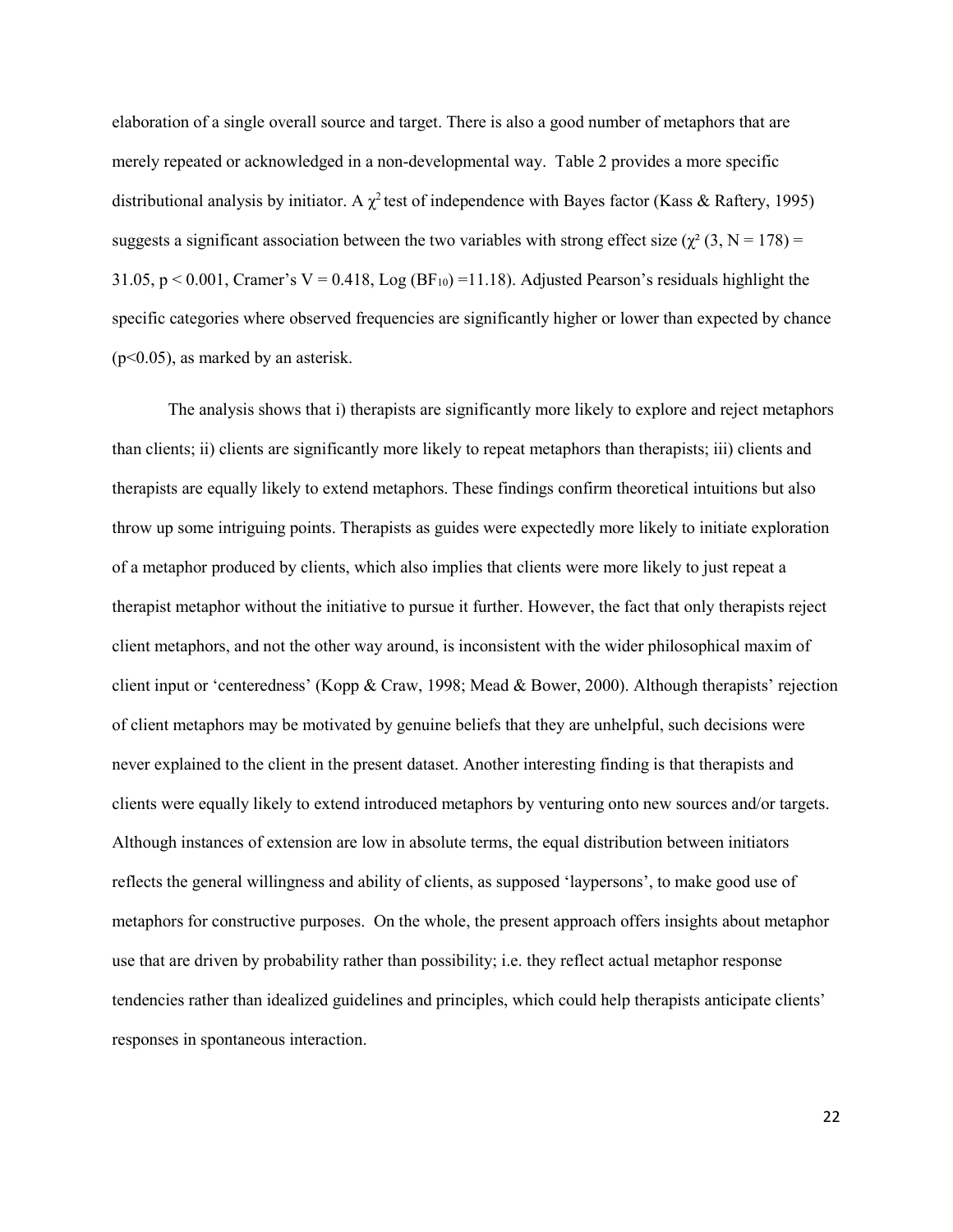elaboration of a single overall source and target. There is also a good number of metaphors that are merely repeated or acknowledged in a non-developmental way. Table 2 provides a more specific distributional analysis by initiator. A $\chi^2$ test of independence with Bayes factor (Kass & Raftery, 1995) suggests a significant association between the two variables with strong effect size ($\chi^2$ (3, N = 178) = 31.05, $p < 0.001$, Cramer's V = 0.418, Log ($BF_{10}$) =11.18). Adjusted Pearson's residuals highlight the specific categories where observed frequencies are significantly higher or lower than expected by chance ($p<0.05$), as marked by an asterisk.

The analysis shows that i) therapists are significantly more likely to explore and reject metaphors than clients; ii) clients are significantly more likely to repeat metaphors than therapists; iii) clients and therapists are equally likely to extend metaphors. These findings confirm theoretical intuitions but also throw up some intriguing points. Therapists as guides were expectedly more likely to initiate exploration of a metaphor produced by clients, which also implies that clients were more likely to just repeat a therapist metaphor without the initiative to pursue it further. However, the fact that only therapists reject client metaphors, and not the other way around, is inconsistent with the wider philosophical maxim of client input or 'centeredness' (Kopp & Craw, 1998; Mead & Bower, 2000). Although therapists' rejection of client metaphors may be motivated by genuine beliefs that they are unhelpful, such decisions were never explained to the client in the present dataset. Another interesting finding is that therapists and clients were equally likely to extend introduced metaphors by venturing onto new sources and/or targets. Although instances of extension are low in absolute terms, the equal distribution between initiators reflects the general willingness and ability of clients, as supposed 'laypersons', to make good use of metaphors for constructive purposes. On the whole, the present approach offers insights about metaphor use that are driven by probability rather than possibility; i.e. they reflect actual metaphor response tendencies rather than idealized guidelines and principles, which could help therapists anticipate clients' responses in spontaneous interaction.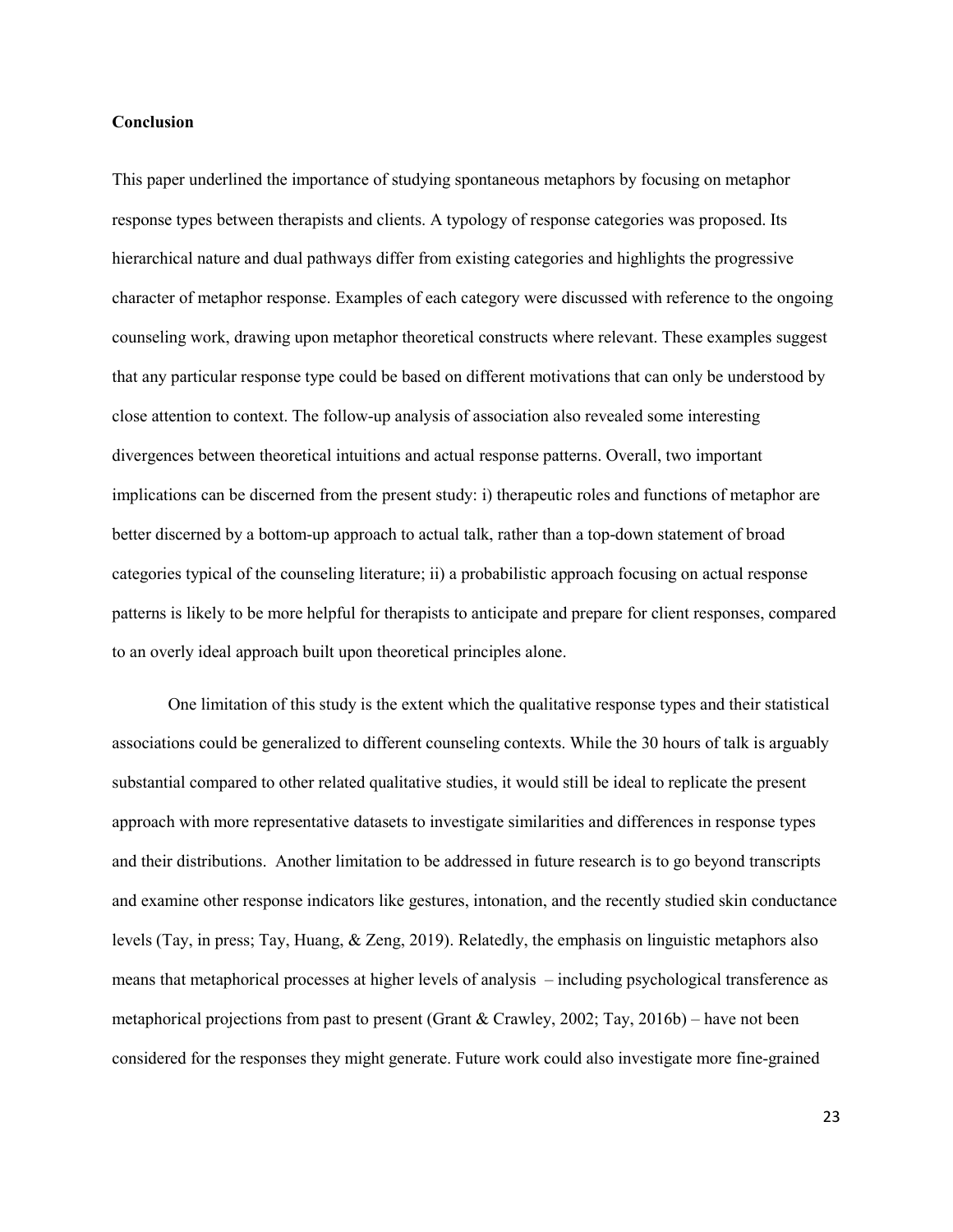**Conclusion**

This paper underlined the importance of studying spontaneous metaphors by focusing on metaphor response types between therapists and clients. A typology of response categories was proposed. Its hierarchical nature and dual pathways differ from existing categories and highlights the progressive character of metaphor response. Examples of each category were discussed with reference to the ongoing counseling work, drawing upon metaphor theoretical constructs where relevant. These examples suggest that any particular response type could be based on different motivations that can only be understood by close attention to context. The follow-up analysis of association also revealed some interesting divergences between theoretical intuitions and actual response patterns. Overall, two important implications can be discerned from the present study: i) therapeutic roles and functions of metaphor are better discerned by a bottom-up approach to actual talk, rather than a top-down statement of broad categories typical of the counseling literature; ii) a probabilistic approach focusing on actual response patterns is likely to be more helpful for therapists to anticipate and prepare for client responses, compared to an overly ideal approach built upon theoretical principles alone.

One limitation of this study is the extent which the qualitative response types and their statistical associations could be generalized to different counseling contexts. While the 30 hours of talk is arguably substantial compared to other related qualitative studies, it would still be ideal to replicate the present approach with more representative datasets to investigate similarities and differences in response types and their distributions. Another limitation to be addressed in future research is to go beyond transcripts and examine other response indicators like gestures, intonation, and the recently studied skin conductance levels (Tay, in press; Tay, Huang, & Zeng, 2019). Relatedly, the emphasis on linguistic metaphors also means that metaphorical processes at higher levels of analysis – including psychological transference as metaphorical projections from past to present (Grant & Crawley, 2002; Tay, 2016b) – have not been considered for the responses they might generate. Future work could also investigate more fine-grained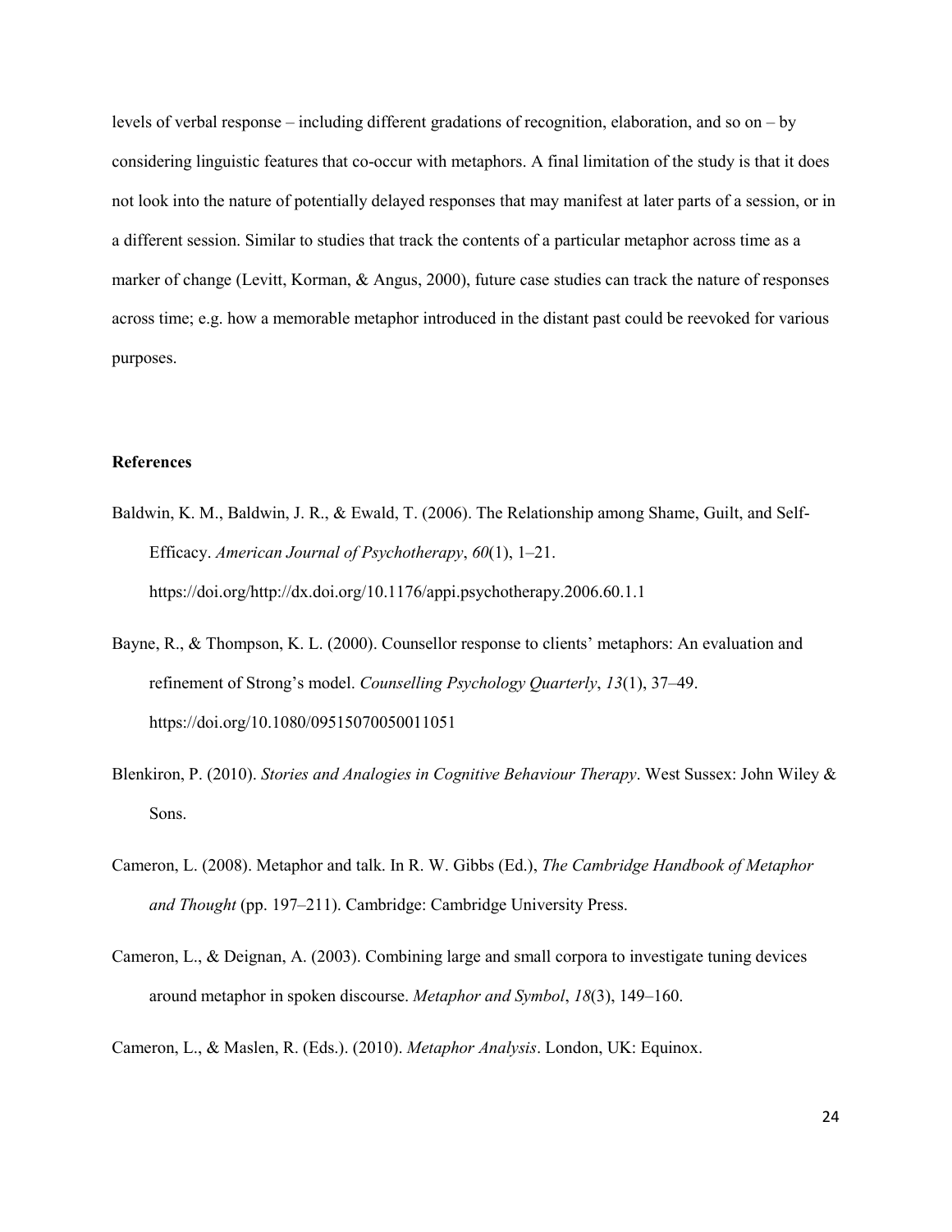levels of verbal response – including different gradations of recognition, elaboration, and so on – by considering linguistic features that co-occur with metaphors. A final limitation of the study is that it does not look into the nature of potentially delayed responses that may manifest at later parts of a session, or in a different session. Similar to studies that track the contents of a particular metaphor across time as a marker of change (Levitt, Korman, & Angus, 2000), future case studies can track the nature of responses across time; e.g. how a memorable metaphor introduced in the distant past could be reevoked for various purposes.

**References**

Baldwin, K. M., Baldwin, J. R., & Ewald, T. (2006). The Relationship among Shame, Guilt, and Self-Efficacy. *American Journal of Psychotherapy*, *60*(1), 1–21. https://doi.org/http://dx.doi.org/10.1176/appi.psychotherapy.2006.60.1.1

Bayne, R., & Thompson, K. L. (2000). Counsellor response to clients' metaphors: An evaluation and refinement of Strong's model. *Counselling Psychology Quarterly*, *13*(1), 37–49. https://doi.org/10.1080/09515070050011051

Blenkiron, P. (2010). *Stories and Analogies in Cognitive Behaviour Therapy*. West Sussex: John Wiley & Sons.

Cameron, L. (2008). Metaphor and talk. In R. W. Gibbs (Ed.), *The Cambridge Handbook of Metaphor and Thought* (pp. 197–211). Cambridge: Cambridge University Press.

Cameron, L., & Deignan, A. (2003). Combining large and small corpora to investigate tuning devices around metaphor in spoken discourse. *Metaphor and Symbol*, *18*(3), 149–160.

Cameron, L., & Maslen, R. (Eds.). (2010). *Metaphor Analysis*. London, UK: Equinox.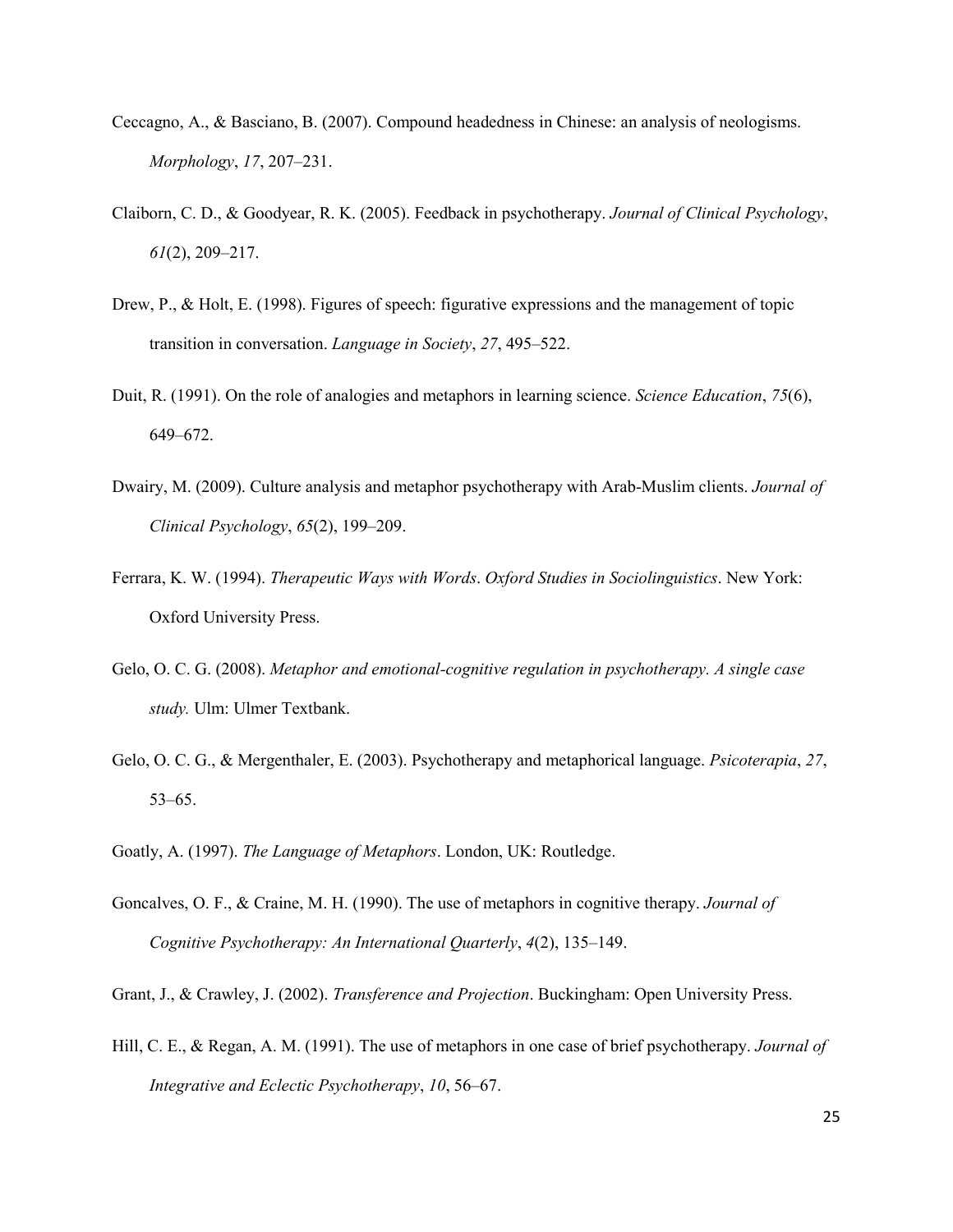Ceccagno, A., & Basciano, B. (2007). Compound headedness in Chinese: an analysis of neologisms. *Morphology*, *17*, 207–231.

Claiborn, C. D., & Goodyear, R. K. (2005). Feedback in psychotherapy. *Journal of Clinical Psychology*, *61*(2), 209–217.

Drew, P., & Holt, E. (1998). Figures of speech: figurative expressions and the management of topic transition in conversation. *Language in Society*, *27*, 495–522.

Duit, R. (1991). On the role of analogies and metaphors in learning science. *Science Education*, *75*(6), 649–672.

Dwairy, M. (2009). Culture analysis and metaphor psychotherapy with Arab-Muslim clients. *Journal of Clinical Psychology*, *65*(2), 199–209.

Ferrara, K. W. (1994). *Therapeutic Ways with Words*. *Oxford Studies in Sociolinguistics*. New York: Oxford University Press.

Gelo, O. C. G. (2008). *Metaphor and emotional-cognitive regulation in psychotherapy. A single case study.* Ulm: Ulmer Textbank.

Gelo, O. C. G., & Mergenthaler, E. (2003). Psychotherapy and metaphorical language. *Psicoterapia*, *27*, 53–65.

Goatly, A. (1997). *The Language of Metaphors*. London, UK: Routledge.

Goncalves, O. F., & Craine, M. H. (1990). The use of metaphors in cognitive therapy. *Journal of Cognitive Psychotherapy: An International Quarterly*, *4*(2), 135–149.

Grant, J., & Crawley, J. (2002). *Transference and Projection*. Buckingham: Open University Press.

Hill, C. E., & Regan, A. M. (1991). The use of metaphors in one case of brief psychotherapy. *Journal of Integrative and Eclectic Psychotherapy*, *10*, 56–67.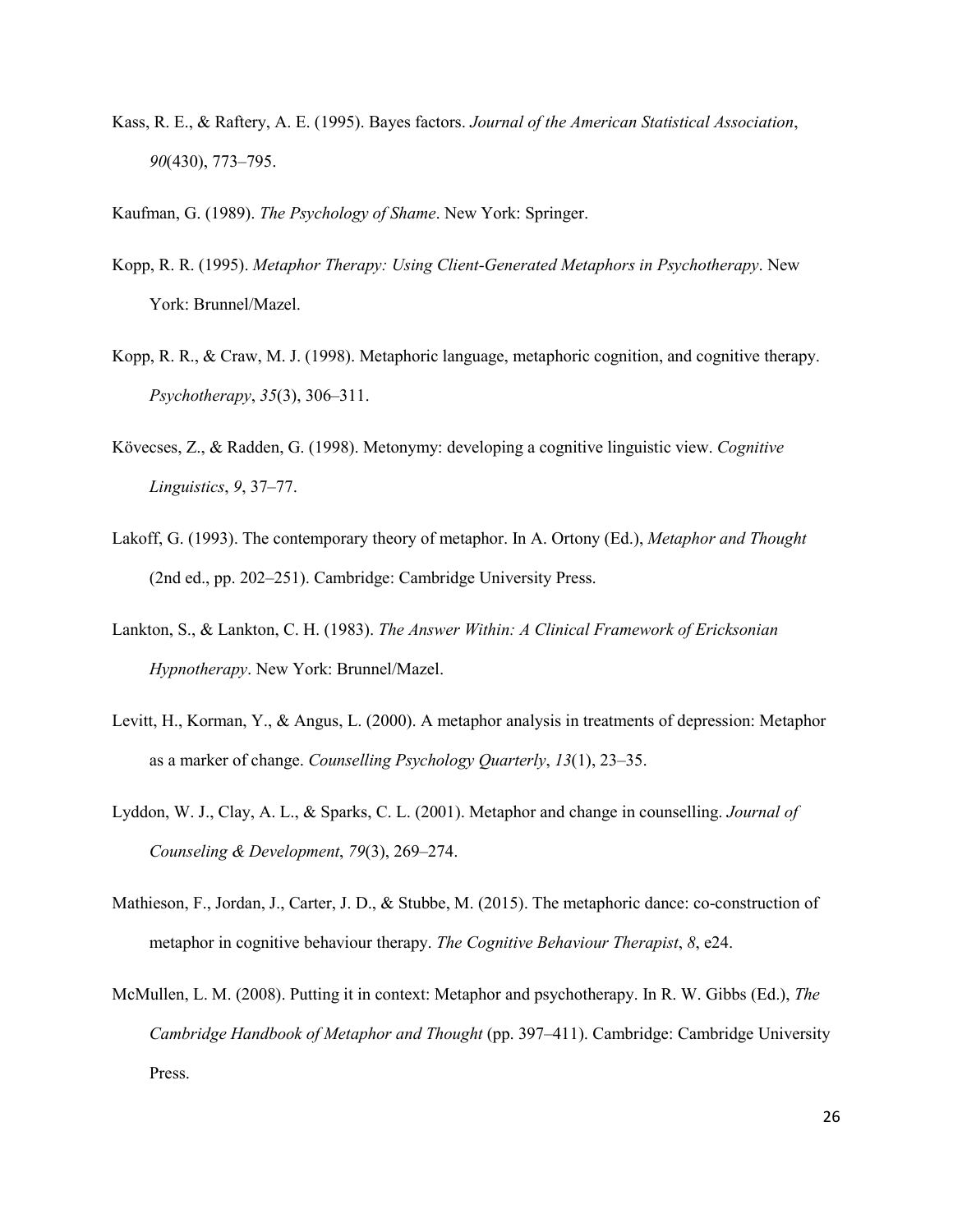Kass, R. E., & Raftery, A. E. (1995). Bayes factors. *Journal of the American Statistical Association*, *90*(430), 773–795.

Kaufman, G. (1989). *The Psychology of Shame*. New York: Springer.

Kopp, R. R. (1995). *Metaphor Therapy: Using Client-Generated Metaphors in Psychotherapy*. New York: Brunnel/Mazel.

Kopp, R. R., & Craw, M. J. (1998). Metaphoric language, metaphoric cognition, and cognitive therapy. *Psychotherapy*, *35*(3), 306–311.

Kövecses, Z., & Radden, G. (1998). Metonymy: developing a cognitive linguistic view. *Cognitive Linguistics*, *9*, 37–77.

Lakoff, G. (1993). The contemporary theory of metaphor. In A. Ortony (Ed.), *Metaphor and Thought* (2nd ed., pp. 202–251). Cambridge: Cambridge University Press.

Lankton, S., & Lankton, C. H. (1983). *The Answer Within: A Clinical Framework of Ericksonian Hypnotherapy*. New York: Brunnel/Mazel.

Levitt, H., Korman, Y., & Angus, L. (2000). A metaphor analysis in treatments of depression: Metaphor as a marker of change. *Counselling Psychology Quarterly*, *13*(1), 23–35.

Lyddon, W. J., Clay, A. L., & Sparks, C. L. (2001). Metaphor and change in counselling. *Journal of Counseling & Development*, *79*(3), 269–274.

Mathieson, F., Jordan, J., Carter, J. D., & Stubbe, M. (2015). The metaphoric dance: co-construction of metaphor in cognitive behaviour therapy. *The Cognitive Behaviour Therapist*, *8*, e24.

McMullen, L. M. (2008). Putting it in context: Metaphor and psychotherapy. In R. W. Gibbs (Ed.), *The Cambridge Handbook of Metaphor and Thought* (pp. 397–411). Cambridge: Cambridge University Press.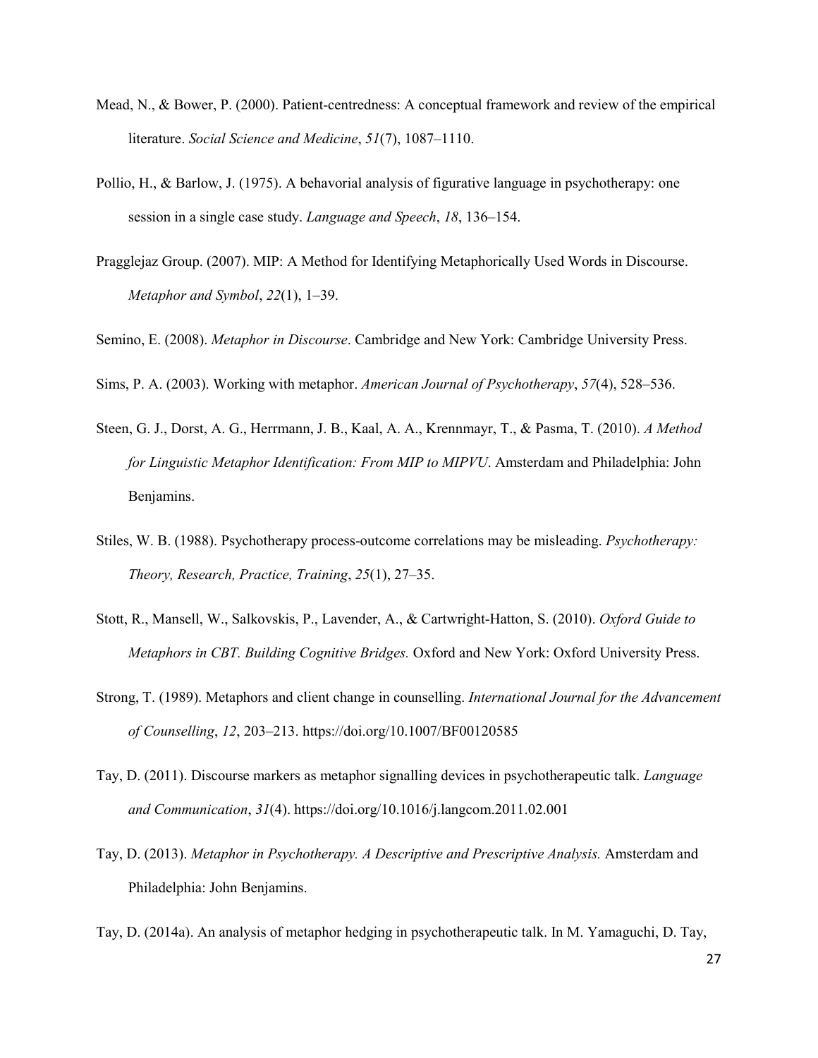Mead, N., & Bower, P. (2000). Patient-centredness: A conceptual framework and review of the empirical literature. *Social Science and Medicine*, *51*(7), 1087–1110.

Pollio, H., & Barlow, J. (1975). A behavorial analysis of figurative language in psychotherapy: one session in a single case study. *Language and Speech*, *18*, 136–154.

Pragglejaz Group. (2007). MIP: A Method for Identifying Metaphorically Used Words in Discourse. *Metaphor and Symbol*, *22*(1), 1–39.

Semino, E. (2008). *Metaphor in Discourse*. Cambridge and New York: Cambridge University Press.

Sims, P. A. (2003). Working with metaphor. *American Journal of Psychotherapy*, *57*(4), 528–536.

Steen, G. J., Dorst, A. G., Herrmann, J. B., Kaal, A. A., Krennmayr, T., & Pasma, T. (2010). *A Method for Linguistic Metaphor Identification: From MIP to MIPVU*. Amsterdam and Philadelphia: John Benjamins.

Stiles, W. B. (1988). Psychotherapy process-outcome correlations may be misleading. *Psychotherapy: Theory, Research, Practice, Training*, *25*(1), 27–35.

Stott, R., Mansell, W., Salkovskis, P., Lavender, A., & Cartwright-Hatton, S. (2010). *Oxford Guide to Metaphors in CBT. Building Cognitive Bridges.* Oxford and New York: Oxford University Press.

Strong, T. (1989). Metaphors and client change in counselling. *International Journal for the Advancement of Counselling*, *12*, 203–213. https://doi.org/10.1007/BF00120585

Tay, D. (2011). Discourse markers as metaphor signalling devices in psychotherapeutic talk. *Language and Communication*, *31*(4). https://doi.org/10.1016/j.langcom.2011.02.001

Tay, D. (2013). *Metaphor in Psychotherapy. A Descriptive and Prescriptive Analysis.* Amsterdam and Philadelphia: John Benjamins.

Tay, D. (2014a). An analysis of metaphor hedging in psychotherapeutic talk. In M. Yamaguchi, D. Tay,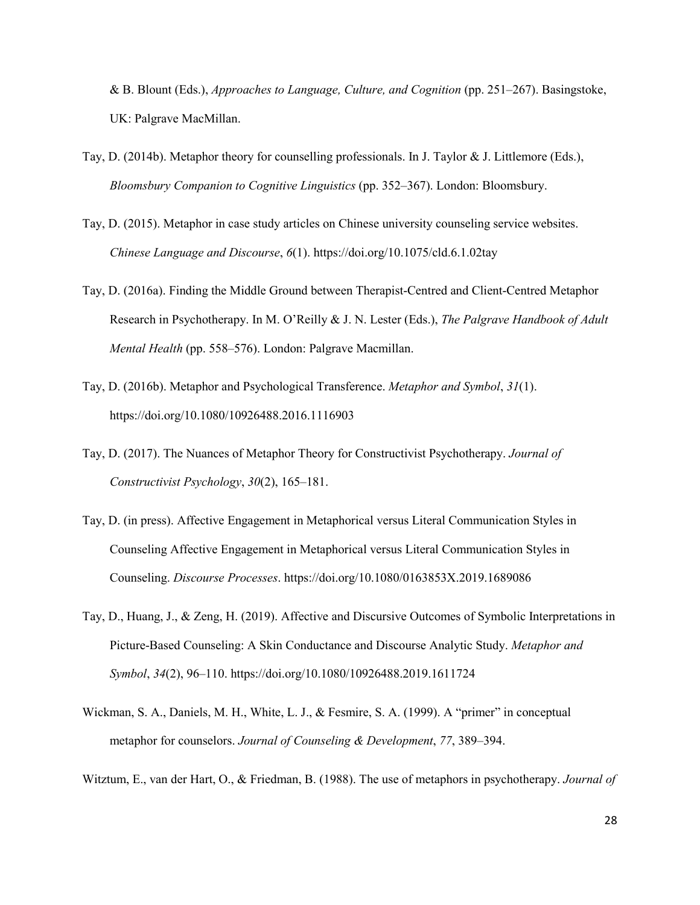& B. Blount (Eds.), *Approaches to Language, Culture, and Cognition* (pp. 251–267). Basingstoke, UK: Palgrave MacMillan.

Tay, D. (2014b). Metaphor theory for counselling professionals. In J. Taylor & J. Littlemore (Eds.), *Bloomsbury Companion to Cognitive Linguistics* (pp. 352–367). London: Bloomsbury.

Tay, D. (2015). Metaphor in case study articles on Chinese university counseling service websites. *Chinese Language and Discourse*, *6*(1). https://doi.org/10.1075/cld.6.1.02tay

Tay, D. (2016a). Finding the Middle Ground between Therapist-Centred and Client-Centred Metaphor Research in Psychotherapy. In M. O'Reilly & J. N. Lester (Eds.), *The Palgrave Handbook of Adult Mental Health* (pp. 558–576). London: Palgrave Macmillan.

Tay, D. (2016b). Metaphor and Psychological Transference. *Metaphor and Symbol*, *31*(1). https://doi.org/10.1080/10926488.2016.1116903

Tay, D. (2017). The Nuances of Metaphor Theory for Constructivist Psychotherapy. *Journal of Constructivist Psychology*, *30*(2), 165–181.

Tay, D. (in press). Affective Engagement in Metaphorical versus Literal Communication Styles in Counseling Affective Engagement in Metaphorical versus Literal Communication Styles in Counseling. *Discourse Processes*. https://doi.org/10.1080/0163853X.2019.1689086

Tay, D., Huang, J., & Zeng, H. (2019). Affective and Discursive Outcomes of Symbolic Interpretations in Picture-Based Counseling: A Skin Conductance and Discourse Analytic Study. *Metaphor and Symbol*, *34*(2), 96–110. https://doi.org/10.1080/10926488.2019.1611724

Wickman, S. A., Daniels, M. H., White, L. J., & Fesmire, S. A. (1999). A "primer" in conceptual metaphor for counselors. *Journal of Counseling & Development*, *77*, 389–394.

Witztum, E., van der Hart, O., & Friedman, B. (1988). The use of metaphors in psychotherapy. *Journal of*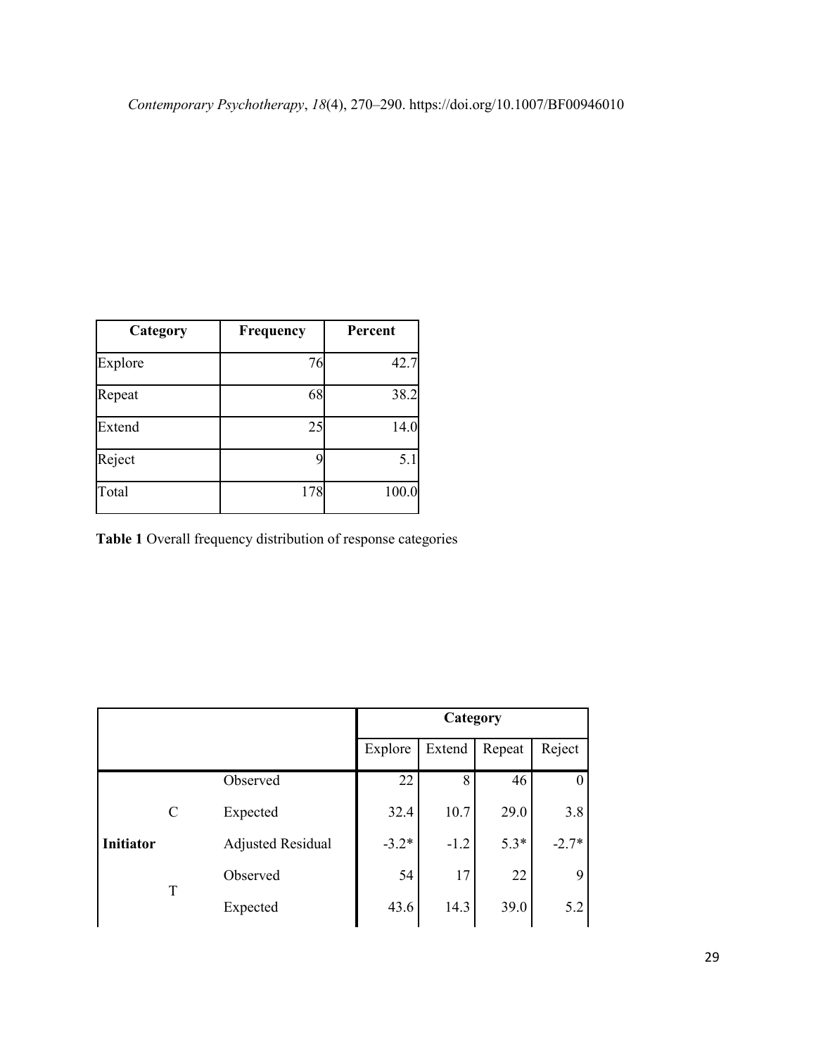*Contemporary Psychotherapy*, *18*(4), 270–290. https://doi.org/10.1007/BF00946010

| Category | Frequency | Percent |
|---|---|---|
| Explore | 76 | 42.7 |
| Repeat | 68 | 38.2 |
| Extend | 25 | 14.0 |
| Reject | 9 | 5.1 |
| Total | 178 | 100.0 |

**Table 1** Overall frequency distribution of response categories

| | | | Category | | | |
|---|---|---|---|---|---|---|
| | | | Explore | Extend | Repeat | Reject |
| **Initiator** | C | Observed | 22 | 8 | 46 | 0 |
| | | Expected | 32.4 | 10.7 | 29.0 | 3.8 |
| | | Adjusted Residual | -3.2* | -1.2 | 5.3* | -2.7* |
| | T | Observed | 54 | 17 | 22 | 9 |
| | | Expected | 43.6 | 14.3 | 39.0 | 5.2 |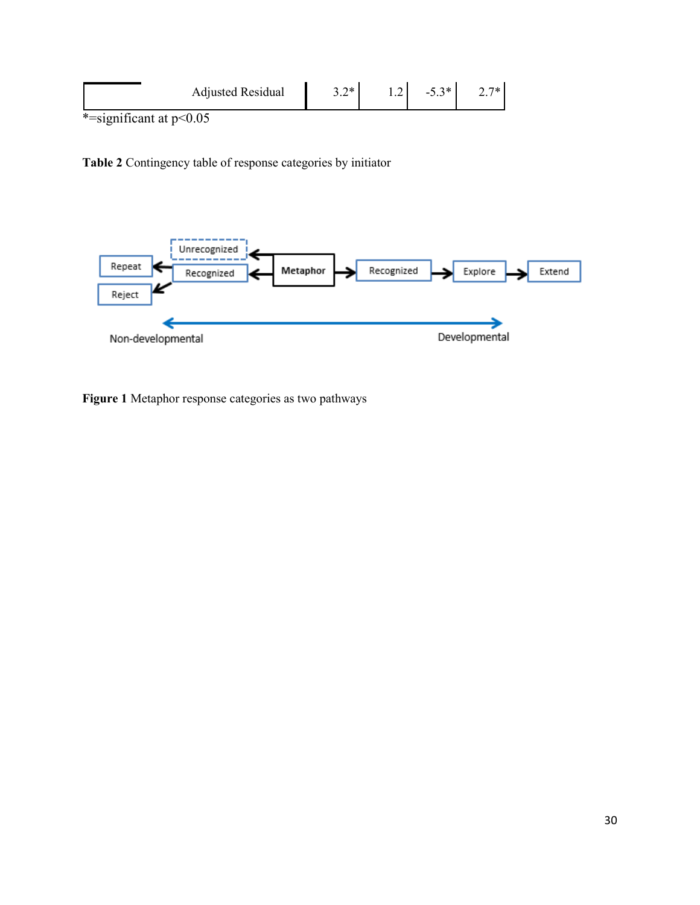| | | | | |
|---|---|---|---|---|
| Adjusted Residual | 3.2* | 1.2 | -5.3* | 2.7* |

*=significant at $p<0.05$

**Table 2** Contingency table of response categories by initiator

Unrecognized

Repeat

Recognized

Metaphor

Recognized

Explore

Extend

Reject

Non-developmental

Developmental

**Figure 1** Metaphor response categories as two pathways